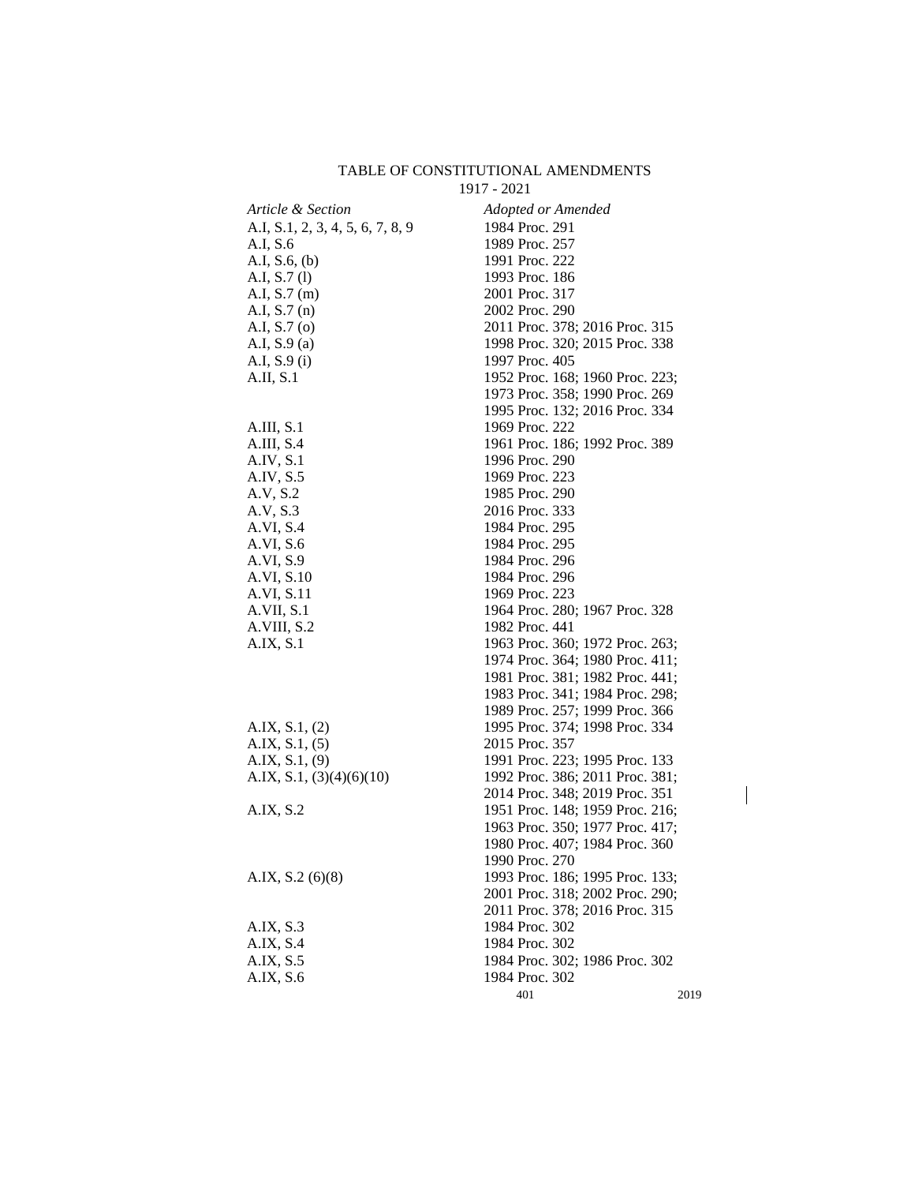# TABLE OF CONSTITUTIONAL AMENDMENTS

1917 - 2021

| *Article & Section* | *Adopted or Amended* |
|---|---|
| A.I, S.1, 2, 3, 4, 5, 6, 7, 8, 9 | 1984 Proc. 291 |
| A.I, S.6 | 1989 Proc. 257 |
| A.I, S.6, (b) | 1991 Proc. 222 |
| A.I, S.7 (l) | 1993 Proc. 186 |
| A.I, S.7 (m) | 2001 Proc. 317 |
| A.I, S.7 (n) | 2002 Proc. 290 |
| A.I, S.7 (o) | 2011 Proc. 378; 2016 Proc. 315 |
| A.I, S.9 (a) | 1998 Proc. 320; 2015 Proc. 338 |
| A.I, S.9 (i) | 1997 Proc. 405 |
| A.II, S.1 | 1952 Proc. 168; 1960 Proc. 223; 1973 Proc. 358; 1990 Proc. 269 1995 Proc. 132; 2016 Proc. 334 |
| A.III, S.1 | 1969 Proc. 222 |
| A.III, S.4 | 1961 Proc. 186; 1992 Proc. 389 |
| A.IV, S.1 | 1996 Proc. 290 |
| A.IV, S.5 | 1969 Proc. 223 |
| A.V, S.2 | 1985 Proc. 290 |
| A.V, S.3 | 2016 Proc. 333 |
| A.VI, S.4 | 1984 Proc. 295 |
| A.VI, S.6 | 1984 Proc. 295 |
| A.VI, S.9 | 1984 Proc. 296 |
| A.VI, S.10 | 1984 Proc. 296 |
| A.VI, S.11 | 1969 Proc. 223 |
| A.VII, S.1 | 1964 Proc. 280; 1967 Proc. 328 |
| A.VIII, S.2 | 1982 Proc. 441 |
| A.IX, S.1 | 1963 Proc. 360; 1972 Proc. 263; 1974 Proc. 364; 1980 Proc. 411; 1981 Proc. 381; 1982 Proc. 441; 1983 Proc. 341; 1984 Proc. 298; 1989 Proc. 257; 1999 Proc. 366 |
| A.IX, S.1, (2) | 1995 Proc. 374; 1998 Proc. 334 |
| A.IX, S.1, (5) | 2015 Proc. 357 |
| A.IX, S.1, (9) | 1991 Proc. 223; 1995 Proc. 133 |
| A.IX, S.1, (3)(4)(6)(10) | 1992 Proc. 386; 2011 Proc. 381; 2014 Proc. 348; 2019 Proc. 351 |
| A.IX, S.2 | 1951 Proc. 148; 1959 Proc. 216; 1963 Proc. 350; 1977 Proc. 417; 1980 Proc. 407; 1984 Proc. 360 1990 Proc. 270 |
| A.IX, S.2 (6)(8) | 1993 Proc. 186; 1995 Proc. 133; 2001 Proc. 318; 2002 Proc. 290; 2011 Proc. 378; 2016 Proc. 315 |
| A.IX, S.3 | 1984 Proc. 302 |
| A.IX, S.4 | 1984 Proc. 302 |
| A.IX, S.5 | 1984 Proc. 302; 1986 Proc. 302 |
| A.IX, S.6 | 1984 Proc. 302 |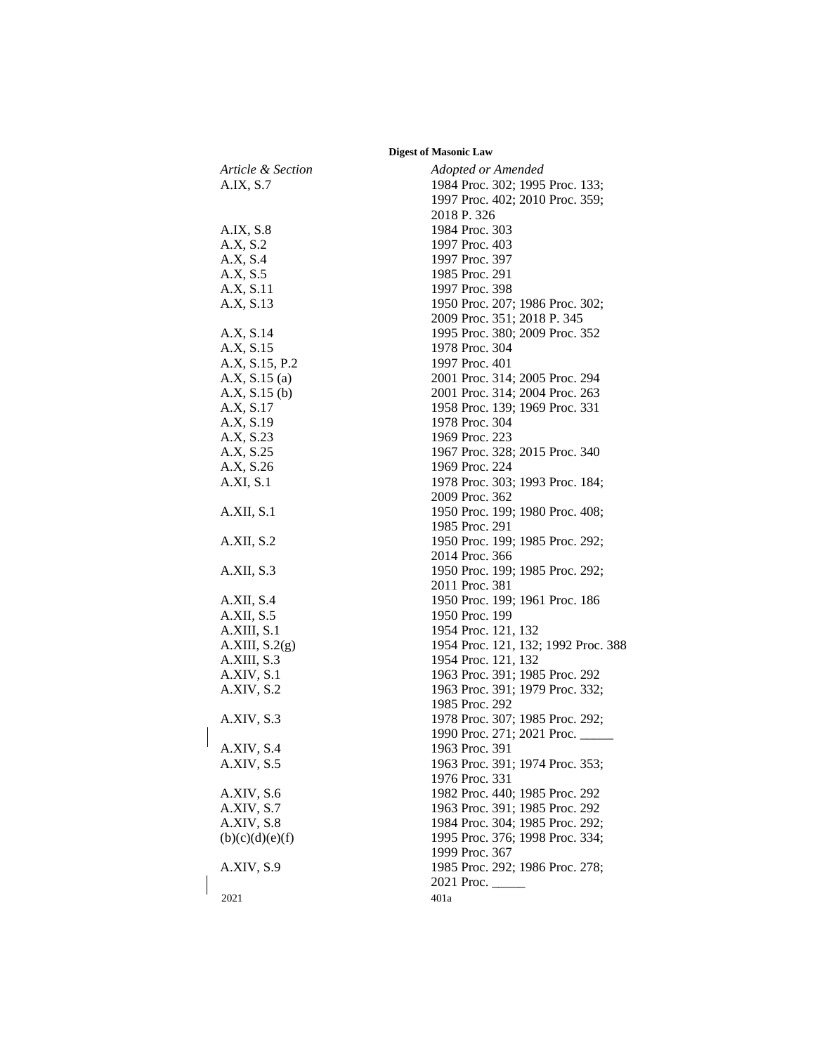| *Article & Section* | *Adopted or Amended* |
|---|---|
| A.IX, S.7 | 1984 Proc. 302; 1995 Proc. 133; 1997 Proc. 402; 2010 Proc. 359; 2018 P. 326 |
| A.IX, S.8 | 1984 Proc. 303 |
| A.X, S.2 | 1997 Proc. 403 |
| A.X, S.4 | 1997 Proc. 397 |
| A.X, S.5 | 1985 Proc. 291 |
| A.X, S.11 | 1997 Proc. 398 |
| A.X, S.13 | 1950 Proc. 207; 1986 Proc. 302; 2009 Proc. 351; 2018 P. 345 |
| A.X, S.14 | 1995 Proc. 380; 2009 Proc. 352 |
| A.X, S.15 | 1978 Proc. 304 |
| A.X, S.15, P.2 | 1997 Proc. 401 |
| A.X, S.15 (a) | 2001 Proc. 314; 2005 Proc. 294 |
| A.X, S.15 (b) | 2001 Proc. 314; 2004 Proc. 263 |
| A.X, S.17 | 1958 Proc. 139; 1969 Proc. 331 |
| A.X, S.19 | 1978 Proc. 304 |
| A.X, S.23 | 1969 Proc. 223 |
| A.X, S.25 | 1967 Proc. 328; 2015 Proc. 340 |
| A.X, S.26 | 1969 Proc. 224 |
| A.XI, S.1 | 1978 Proc. 303; 1993 Proc. 184; 2009 Proc. 362 |
| A.XII, S.1 | 1950 Proc. 199; 1980 Proc. 408; 1985 Proc. 291 |
| A.XII, S.2 | 1950 Proc. 199; 1985 Proc. 292; 2014 Proc. 366 |
| A.XII, S.3 | 1950 Proc. 199; 1985 Proc. 292; 2011 Proc. 381 |
| A.XII, S.4 | 1950 Proc. 199; 1961 Proc. 186 |
| A.XII, S.5 | 1950 Proc. 199 |
| A.XIII, S.1 | 1954 Proc. 121, 132 |
| A.XIII, S.2(g) | 1954 Proc. 121, 132; 1992 Proc. 388 |
| A.XIII, S.3 | 1954 Proc. 121, 132 |
| A.XIV, S.1 | 1963 Proc. 391; 1985 Proc. 292 |
| A.XIV, S.2 | 1963 Proc. 391; 1979 Proc. 332; 1985 Proc. 292 |
| A.XIV, S.3 | 1978 Proc. 307; 1985 Proc. 292; 1990 Proc. 271; 2021 Proc. _____ |
| A.XIV, S.4 | 1963 Proc. 391 |
| A.XIV, S.5 | 1963 Proc. 391; 1974 Proc. 353; 1976 Proc. 331 |
| A.XIV, S.6 | 1982 Proc. 440; 1985 Proc. 292 |
| A.XIV, S.7 | 1963 Proc. 391; 1985 Proc. 292 |
| A.XIV, S.8 (b)(c)(d)(e)(f) | 1984 Proc. 304; 1985 Proc. 292; 1995 Proc. 376; 1998 Proc. 334; 1999 Proc. 367 |
| A.XIV, S.9 | 1985 Proc. 292; 1986 Proc. 278; 2021 Proc. _____ |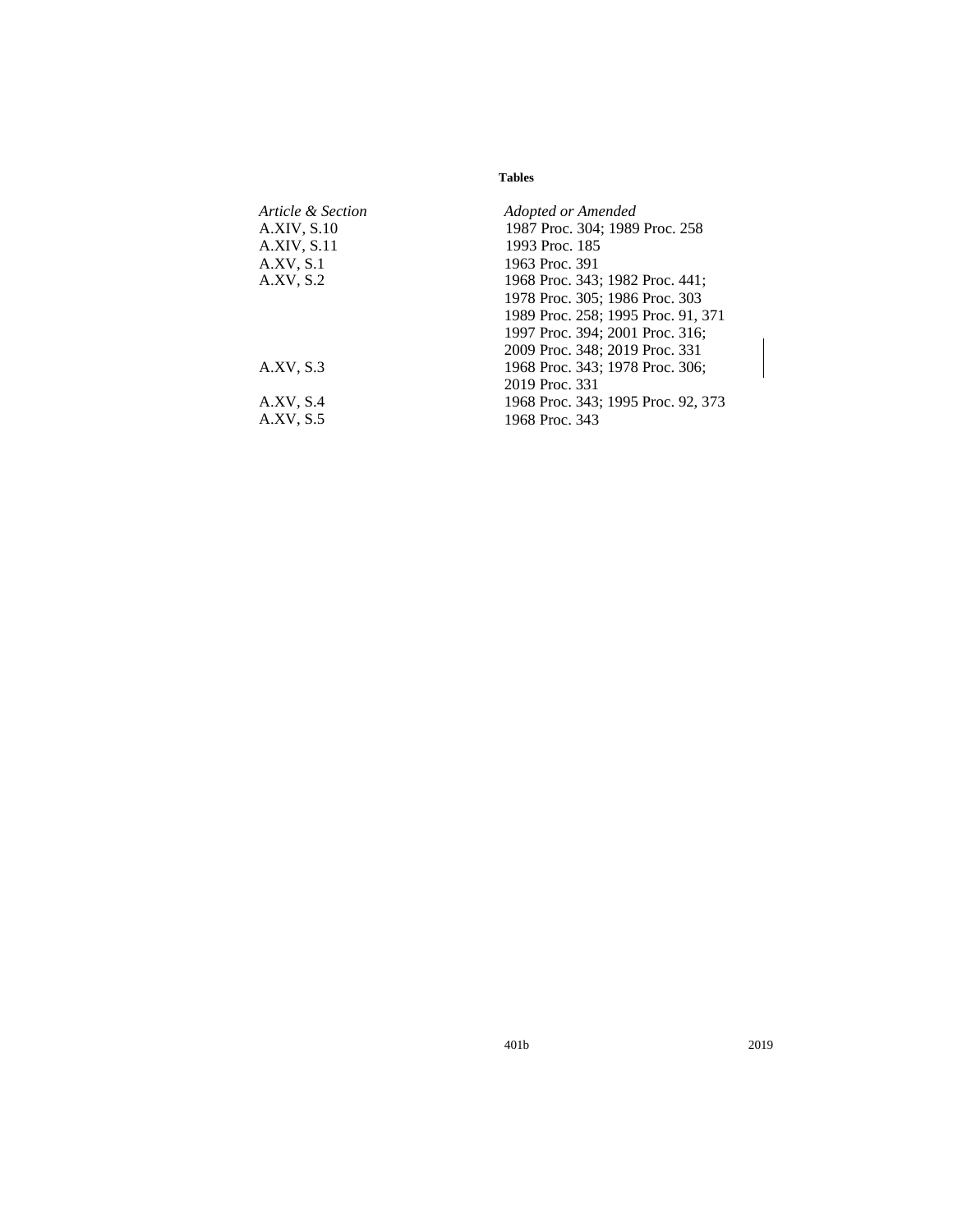**Tables**

| *Article & Section* | *Adopted or Amended* |
|---|---|
| A.XIV, S.10 | 1987 Proc. 304; 1989 Proc. 258 |
| A.XIV, S.11 | 1993 Proc. 185 |
| A.XV, S.1 | 1963 Proc. 391 |
| A.XV, S.2 | 1968 Proc. 343; 1982 Proc. 441; 1978 Proc. 305; 1986 Proc. 303 1989 Proc. 258; 1995 Proc. 91, 371 1997 Proc. 394; 2001 Proc. 316; 2009 Proc. 348; 2019 Proc. 331 |
| A.XV, S.3 | 1968 Proc. 343; 1978 Proc. 306; 2019 Proc. 331 |
| A.XV, S.4 | 1968 Proc. 343; 1995 Proc. 92, 373 |
| A.XV, S.5 | 1968 Proc. 343 |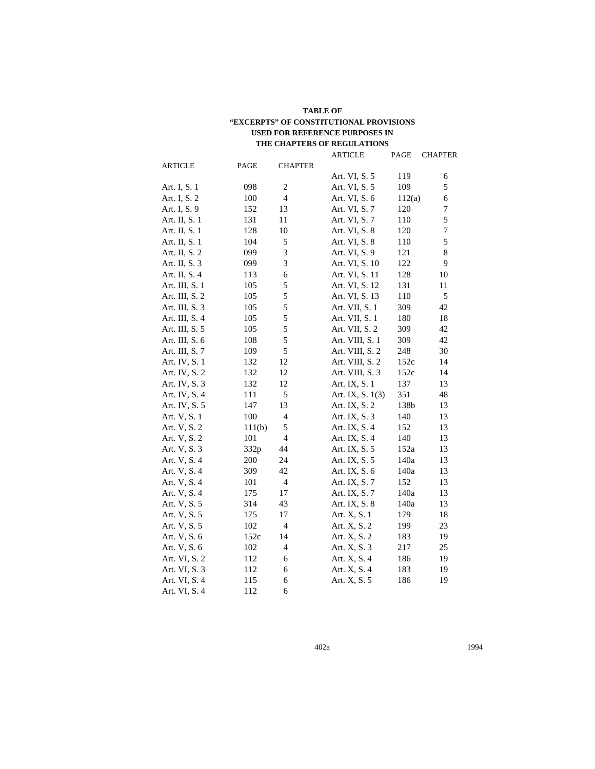**TABLE OF**
**"EXCERPTS" OF CONSTITUTIONAL PROVISIONS**
**USED FOR REFERENCE PURPOSES IN**
**THE CHAPTERS OF REGULATIONS**

| ARTICLE | PAGE | CHAPTER |
|---|---|---|
| Art. I, S. 1 | 098 | 2 |
| Art. I, S. 2 | 100 | 4 |
| Art. I, S. 9 | 152 | 13 |
| Art. II, S. 1 | 131 | 11 |
| Art. II, S. 1 | 128 | 10 |
| Art. II, S. 1 | 104 | 5 |
| Art. II, S. 2 | 099 | 3 |
| Art. II, S. 3 | 099 | 3 |
| Art. II, S. 4 | 113 | 6 |
| Art. III, S. 1 | 105 | 5 |
| Art. III, S. 2 | 105 | 5 |
| Art. III, S. 3 | 105 | 5 |
| Art. III, S. 4 | 105 | 5 |
| Art. III, S. 5 | 105 | 5 |
| Art. III, S. 6 | 108 | 5 |
| Art. III, S. 7 | 109 | 5 |
| Art. IV, S. 1 | 132 | 12 |
| Art. IV, S. 2 | 132 | 12 |
| Art. IV, S. 3 | 132 | 12 |
| Art. IV, S. 4 | 111 | 5 |
| Art. IV, S. 5 | 147 | 13 |
| Art. V, S. 1 | 100 | 4 |
| Art. V, S. 2 | 111(b) | 5 |
| Art. V, S. 2 | 101 | 4 |
| Art. V, S. 3 | 332p | 44 |
| Art. V, S. 4 | 200 | 24 |
| Art. V, S. 4 | 309 | 42 |
| Art. V, S. 4 | 101 | 4 |
| Art. V, S. 4 | 175 | 17 |
| Art. V, S. 5 | 314 | 43 |
| Art. V, S. 5 | 175 | 17 |
| Art. V, S. 5 | 102 | 4 |
| Art. V, S. 6 | 152c | 14 |
| Art. V, S. 6 | 102 | 4 |
| Art. VI, S. 2 | 112 | 6 |
| Art. VI, S. 3 | 112 | 6 |
| Art. VI, S. 4 | 115 | 6 |
| Art. VI, S. 4 | 112 | 6 |
| Art. VI, S. 5 | 119 | 6 |
| Art. VI, S. 5 | 109 | 5 |
| Art. VI, S. 6 | 112(a) | 6 |
| Art. VI, S. 7 | 120 | 7 |
| Art. VI, S. 7 | 110 | 5 |
| Art. VI, S. 8 | 120 | 7 |
| Art. VI, S. 8 | 110 | 5 |
| Art. VI, S. 9 | 121 | 8 |
| Art. VI, S. 10 | 122 | 9 |
| Art. VI, S. 11 | 128 | 10 |
| Art. VI, S. 12 | 131 | 11 |
| Art. VI, S. 13 | 110 | 5 |
| Art. VII, S. 1 | 309 | 42 |
| Art. VII, S. 1 | 180 | 18 |
| Art. VII, S. 2 | 309 | 42 |
| Art. VIII, S. 1 | 309 | 42 |
| Art. VIII, S. 2 | 248 | 30 |
| Art. VIII, S. 2 | 152c | 14 |
| Art. VIII, S. 3 | 152c | 14 |
| Art. IX, S. 1 | 137 | 13 |
| Art. IX, S. 1(3) | 351 | 48 |
| Art. IX, S. 2 | 138b | 13 |
| Art. IX, S. 3 | 140 | 13 |
| Art. IX, S. 4 | 152 | 13 |
| Art. IX, S. 4 | 140 | 13 |
| Art. IX, S. 5 | 152a | 13 |
| Art. IX, S. 5 | 140a | 13 |
| Art. IX, S. 6 | 140a | 13 |
| Art. IX, S. 7 | 152 | 13 |
| Art. IX, S. 7 | 140a | 13 |
| Art. IX, S. 8 | 140a | 13 |
| Art. X, S. 1 | 179 | 18 |
| Art. X, S. 2 | 199 | 23 |
| Art. X, S. 2 | 183 | 19 |
| Art. X, S. 3 | 217 | 25 |
| Art. X, S. 4 | 186 | 19 |
| Art. X, S. 4 | 183 | 19 |
| Art. X, S. 5 | 186 | 19 |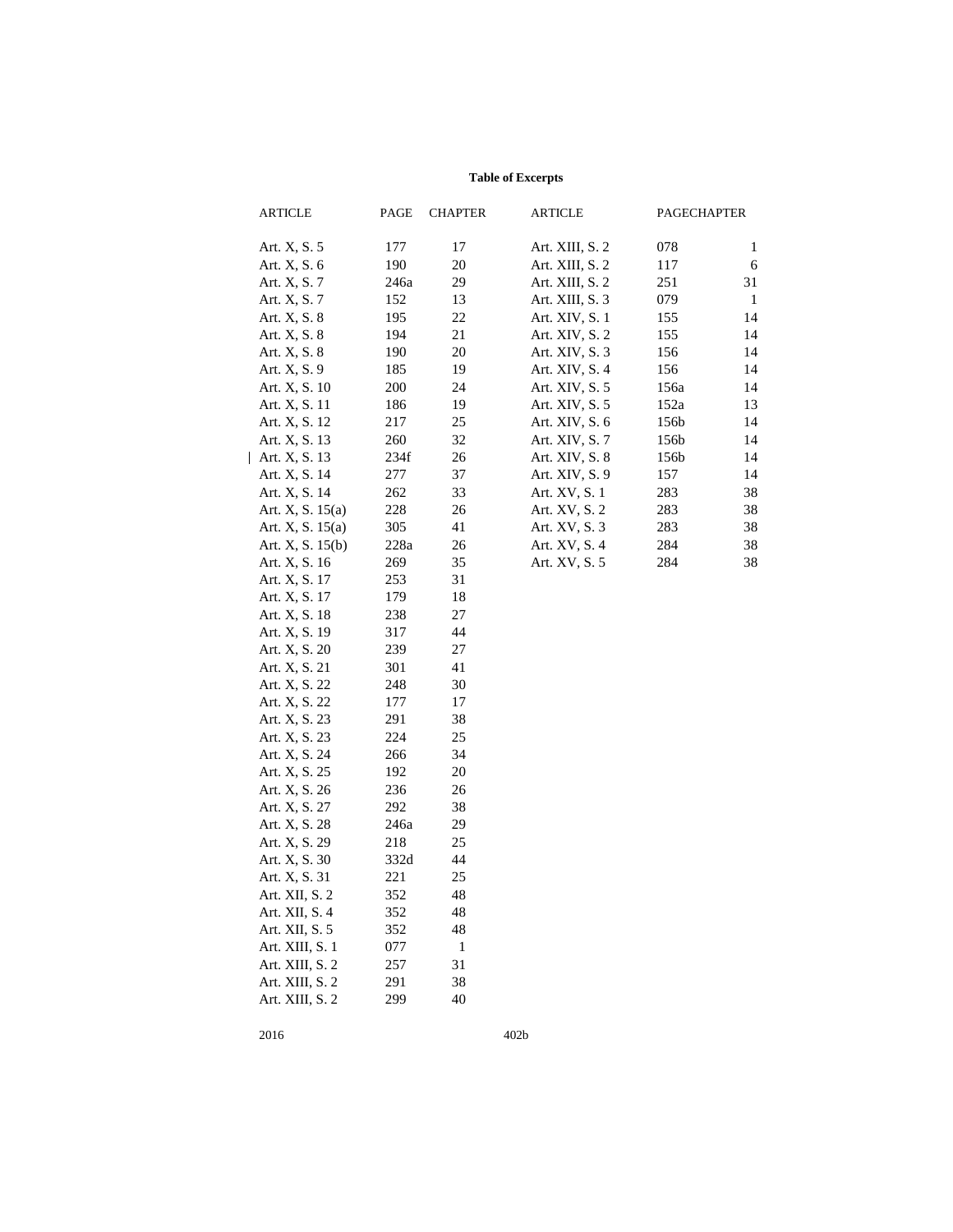**Table of Excerpts**

| ARTICLE | PAGE | CHAPTER |
|---|---|---|
| Art. X, S. 5 | 177 | 17 |
| Art. X, S. 6 | 190 | 20 |
| Art. X, S. 7 | 246a | 29 |
| Art. X, S. 7 | 152 | 13 |
| Art. X, S. 8 | 195 | 22 |
| Art. X, S. 8 | 194 | 21 |
| Art. X, S. 8 | 190 | 20 |
| Art. X, S. 9 | 185 | 19 |
| Art. X, S. 10 | 200 | 24 |
| Art. X, S. 11 | 186 | 19 |
| Art. X, S. 12 | 217 | 25 |
| Art. X, S. 13 | 260 | 32 |
| Art. X, S. 13 | 234f | 26 |
| Art. X, S. 14 | 277 | 37 |
| Art. X, S. 14 | 262 | 33 |
| Art. X, S. 15(a) | 228 | 26 |
| Art. X, S. 15(a) | 305 | 41 |
| Art. X, S. 15(b) | 228a | 26 |
| Art. X, S. 16 | 269 | 35 |
| Art. X, S. 17 | 253 | 31 |
| Art. X, S. 17 | 179 | 18 |
| Art. X, S. 18 | 238 | 27 |
| Art. X, S. 19 | 317 | 44 |
| Art. X, S. 20 | 239 | 27 |
| Art. X, S. 21 | 301 | 41 |
| Art. X, S. 22 | 248 | 30 |
| Art. X, S. 22 | 177 | 17 |
| Art. X, S. 23 | 291 | 38 |
| Art. X, S. 23 | 224 | 25 |
| Art. X, S. 24 | 266 | 34 |
| Art. X, S. 25 | 192 | 20 |
| Art. X, S. 26 | 236 | 26 |
| Art. X, S. 27 | 292 | 38 |
| Art. X, S. 28 | 246a | 29 |
| Art. X, S. 29 | 218 | 25 |
| Art. X, S. 30 | 332d | 44 |
| Art. X, S. 31 | 221 | 25 |
| Art. XII, S. 2 | 352 | 48 |
| Art. XII, S. 4 | 352 | 48 |
| Art. XII, S. 5 | 352 | 48 |
| Art. XIII, S. 1 | 077 | 1 |
| Art. XIII, S. 2 | 257 | 31 |
| Art. XIII, S. 2 | 291 | 38 |
| Art. XIII, S. 2 | 299 | 40 |
| Art. XIII, S. 2 | 078 | 1 |
| Art. XIII, S. 2 | 117 | 6 |
| Art. XIII, S. 2 | 251 | 31 |
| Art. XIII, S. 3 | 079 | 1 |
| Art. XIV, S. 1 | 155 | 14 |
| Art. XIV, S. 2 | 155 | 14 |
| Art. XIV, S. 3 | 156 | 14 |
| Art. XIV, S. 4 | 156 | 14 |
| Art. XIV, S. 5 | 156a | 14 |
| Art. XIV, S. 5 | 152a | 13 |
| Art. XIV, S. 6 | 156b | 14 |
| Art. XIV, S. 7 | 156b | 14 |
| Art. XIV, S. 8 | 156b | 14 |
| Art. XIV, S. 9 | 157 | 14 |
| Art. XV, S. 1 | 283 | 38 |
| Art. XV, S. 2 | 283 | 38 |
| Art. XV, S. 3 | 283 | 38 |
| Art. XV, S. 4 | 284 | 38 |
| Art. XV, S. 5 | 284 | 38 |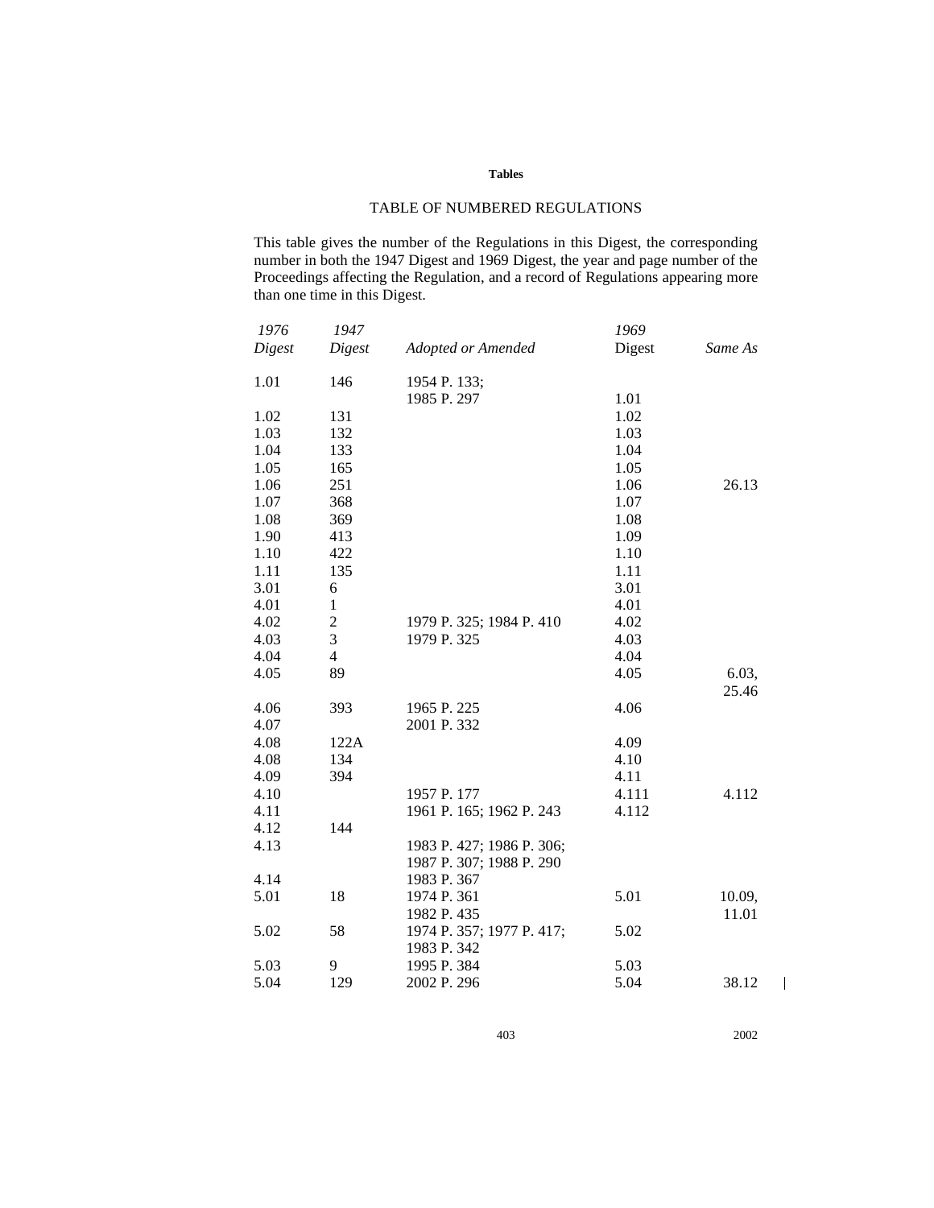**Tables**

TABLE OF NUMBERED REGULATIONS

This table gives the number of the Regulations in this Digest, the corresponding number in both the 1947 Digest and 1969 Digest, the year and page number of the Proceedings affecting the Regulation, and a record of Regulations appearing more than one time in this Digest.

| *1976 Digest* | *1947 Digest* | *Adopted or Amended* | 1969 Digest | *Same As* |
|---|---|---|---|---|
| 1.01 | 146 | 1954 P. 133; 1985 P. 297 | 1.01 | |
| 1.02 | 131 | | 1.02 | |
| 1.03 | 132 | | 1.03 | |
| 1.04 | 133 | | 1.04 | |
| 1.05 | 165 | | 1.05 | |
| 1.06 | 251 | | 1.06 | 26.13 |
| 1.07 | 368 | | 1.07 | |
| 1.08 | 369 | | 1.08 | |
| 1.90 | 413 | | 1.09 | |
| 1.10 | 422 | | 1.10 | |
| 1.11 | 135 | | 1.11 | |
| 3.01 | 6 | | 3.01 | |
| 4.01 | 1 | | 4.01 | |
| 4.02 | 2 | 1979 P. 325; 1984 P. 410 | 4.02 | |
| 4.03 | 3 | 1979 P. 325 | 4.03 | |
| 4.04 | 4 | | 4.04 | |
| 4.05 | 89 | | 4.05 | 6.03, 25.46 |
| 4.06 | 393 | 1965 P. 225 | 4.06 | |
| 4.07 | | 2001 P. 332 | | |
| 4.08 | 122A | | 4.09 | |
| 4.08 | 134 | | 4.10 | |
| 4.09 | 394 | | 4.11 | |
| 4.10 | | 1957 P. 177 | 4.111 | 4.112 |
| 4.11 | | 1961 P. 165; 1962 P. 243 | 4.112 | |
| 4.12 | 144 | | | |
| 4.13 | | 1983 P. 427; 1986 P. 306; 1987 P. 307; 1988 P. 290 | | |
| 4.14 | | 1983 P. 367 | | |
| 5.01 | 18 | 1974 P. 361 1982 P. 435 | 5.01 | 10.09, 11.01 |
| 5.02 | 58 | 1974 P. 357; 1977 P. 417; 1983 P. 342 | 5.02 | |
| 5.03 | 9 | 1995 P. 384 | 5.03 | |
| 5.04 | 129 | 2002 P. 296 | 5.04 | 38.12 |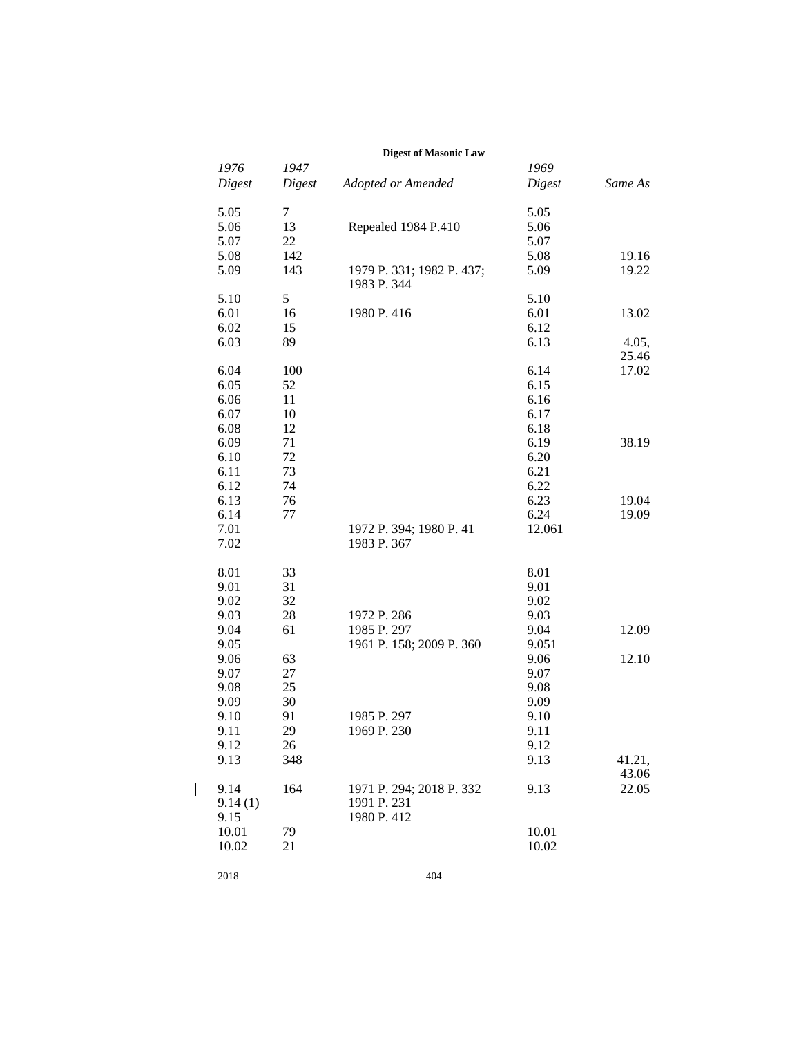| 1976 Digest | 1947 Digest | Adopted or Amended | 1969 Digest | Same As |
|---|---|---|---|---|
| 5.05 | 7 | | 5.05 | |
| 5.06 | 13 | Repealed 1984 P.410 | 5.06 | |
| 5.07 | 22 | | 5.07 | |
| 5.08 | 142 | | 5.08 | 19.16 |
| 5.09 | 143 | 1979 P. 331; 1982 P. 437; 1983 P. 344 | 5.09 | 19.22 |
| 5.10 | 5 | | 5.10 | |
| 6.01 | 16 | 1980 P. 416 | 6.01 | 13.02 |
| 6.02 | 15 | | 6.12 | |
| 6.03 | 89 | | 6.13 | 4.05, 25.46 |
| 6.04 | 100 | | 6.14 | 17.02 |
| 6.05 | 52 | | 6.15 | |
| 6.06 | 11 | | 6.16 | |
| 6.07 | 10 | | 6.17 | |
| 6.08 | 12 | | 6.18 | |
| 6.09 | 71 | | 6.19 | 38.19 |
| 6.10 | 72 | | 6.20 | |
| 6.11 | 73 | | 6.21 | |
| 6.12 | 74 | | 6.22 | |
| 6.13 | 76 | | 6.23 | 19.04 |
| 6.14 | 77 | | 6.24 | 19.09 |
| 7.01 | | 1972 P. 394; 1980 P. 41 | 12.061 | |
| 7.02 | | 1983 P. 367 | | |
| 8.01 | 33 | | 8.01 | |
| 9.01 | 31 | | 9.01 | |
| 9.02 | 32 | | 9.02 | |
| 9.03 | 28 | 1972 P. 286 | 9.03 | |
| 9.04 | 61 | 1985 P. 297 | 9.04 | 12.09 |
| 9.05 | | 1961 P. 158; 2009 P. 360 | 9.051 | |
| 9.06 | 63 | | 9.06 | 12.10 |
| 9.07 | 27 | | 9.07 | |
| 9.08 | 25 | | 9.08 | |
| 9.09 | 30 | | 9.09 | |
| 9.10 | 91 | 1985 P. 297 | 9.10 | |
| 9.11 | 29 | 1969 P. 230 | 9.11 | |
| 9.12 | 26 | | 9.12 | |
| 9.13 | 348 | | 9.13 | 41.21, 43.06 |
| 9.14 | 164 | 1971 P. 294; 2018 P. 332 | 9.13 | 22.05 |
| 9.14 (1) | | 1991 P. 231 | | |
| 9.15 | | 1980 P. 412 | | |
| 10.01 | 79 | | 10.01 | |
| 10.02 | 21 | | 10.02 | |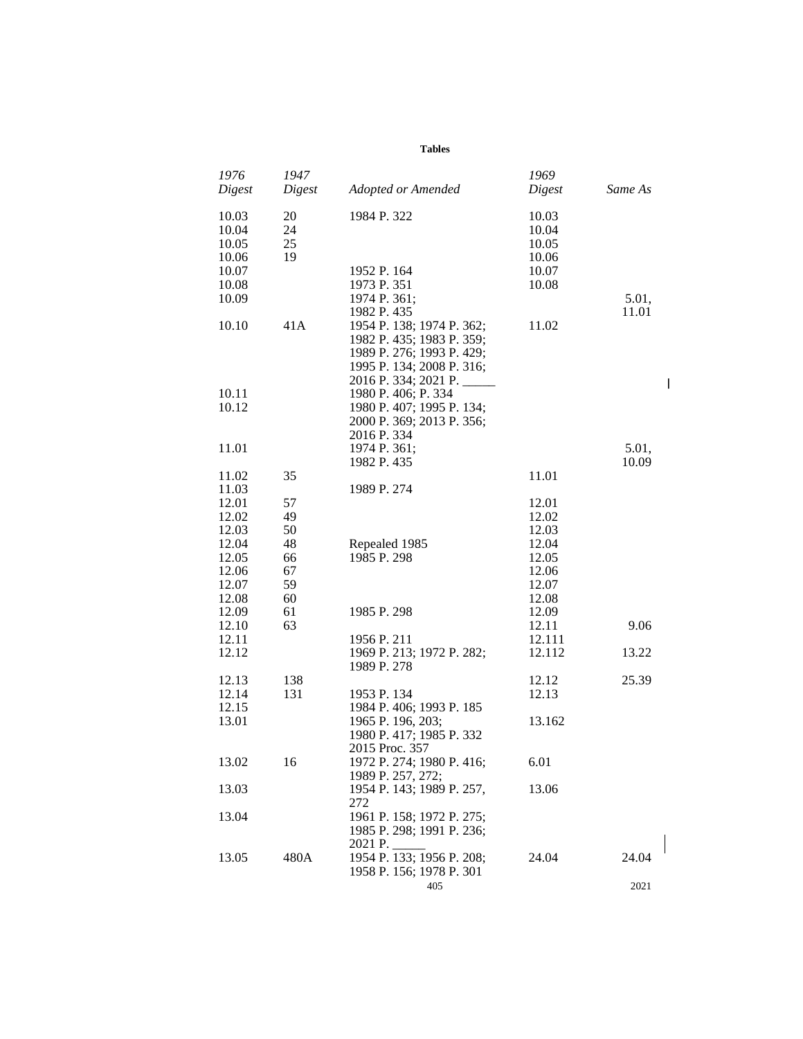**Tables**

| 1976 Digest | 1947 Digest | Adopted or Amended | 1969 Digest | Same As |
|---|---|---|---|---|
| 10.03 | 20 | 1984 P. 322 | 10.03 | |
| 10.04 | 24 | | 10.04 | |
| 10.05 | 25 | | 10.05 | |
| 10.06 | 19 | | 10.06 | |
| 10.07 | | 1952 P. 164 | 10.07 | |
| 10.08 | | 1973 P. 351 | 10.08 | |
| 10.09 | | 1974 P. 361; 1982 P. 435 | | 5.01, 11.01 |
| 10.10 | 41A | 1954 P. 138; 1974 P. 362; 1982 P. 435; 1983 P. 359; 1989 P. 276; 1993 P. 429; 1995 P. 134; 2008 P. 316; 2016 P. 334; 2021 P. _____ | 11.02 | |
| 10.11 | | 1980 P. 406; P. 334 | | |
| 10.12 | | 1980 P. 407; 1995 P. 134; 2000 P. 369; 2013 P. 356; 2016 P. 334 | | |
| 11.01 | | 1974 P. 361; 1982 P. 435 | | 5.01, 10.09 |
| 11.02 | 35 | | 11.01 | |
| 11.03 | | 1989 P. 274 | | |
| 12.01 | 57 | | 12.01 | |
| 12.02 | 49 | | 12.02 | |
| 12.03 | 50 | | 12.03 | |
| 12.04 | 48 | Repealed 1985 | 12.04 | |
| 12.05 | 66 | 1985 P. 298 | 12.05 | |
| 12.06 | 67 | | 12.06 | |
| 12.07 | 59 | | 12.07 | |
| 12.08 | 60 | | 12.08 | |
| 12.09 | 61 | 1985 P. 298 | 12.09 | |
| 12.10 | 63 | | 12.11 | 9.06 |
| 12.11 | | 1956 P. 211 | 12.111 | |
| 12.12 | | 1969 P. 213; 1972 P. 282; 1989 P. 278 | 12.112 | 13.22 |
| 12.13 | 138 | | 12.12 | 25.39 |
| 12.14 | 131 | 1953 P. 134 | 12.13 | |
| 12.15 | | 1984 P. 406; 1993 P. 185 | | |
| 13.01 | | 1965 P. 196, 203; 1980 P. 417; 1985 P. 332 2015 Proc. 357 | 13.162 | |
| 13.02 | 16 | 1972 P. 274; 1980 P. 416; 1989 P. 257, 272; | 6.01 | |
| 13.03 | | 1954 P. 143; 1989 P. 257, 272 | 13.06 | |
| 13.04 | | 1961 P. 158; 1972 P. 275; 1985 P. 298; 1991 P. 236; 2021 P. _____ | | |
| 13.05 | 480A | 1954 P. 133; 1956 P. 208; 1958 P. 156; 1978 P. 301 | 24.04 | 24.04 |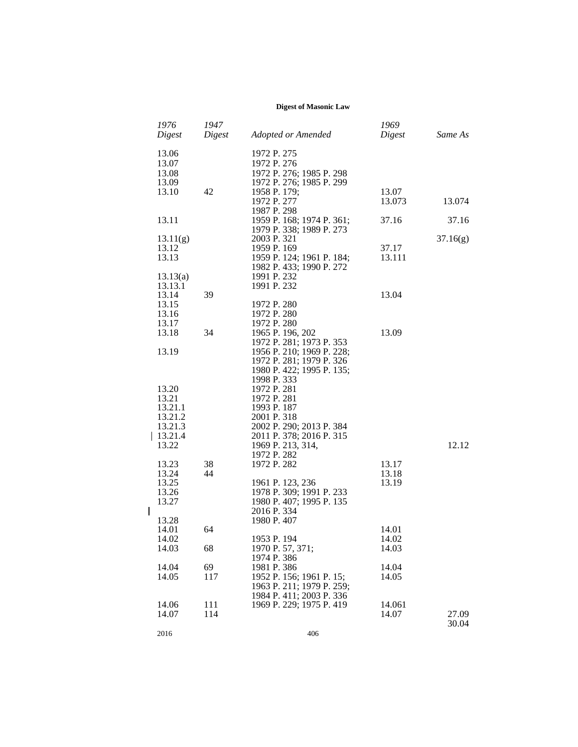| 1976 Digest | 1947 Digest | Adopted or Amended | 1969 Digest | Same As |
|---|---|---|---|---|
| 13.06 | | 1972 P. 275 | | |
| 13.07 | | 1972 P. 276 | | |
| 13.08 | | 1972 P. 276; 1985 P. 298 | | |
| 13.09 | | 1972 P. 276; 1985 P. 299 | | |
| 13.10 | 42 | 1958 P. 179; 1972 P. 277 1987 P. 298 | 13.07 13.073 | 13.074 |
| 13.11 | | 1959 P. 168; 1974 P. 361; 1979 P. 338; 1989 P. 273 | 37.16 | 37.16 |
| 13.11(g) | | 2003 P. 321 | | 37.16(g) |
| 13.12 | | 1959 P. 169 | 37.17 | |
| 13.13 | | 1959 P. 124; 1961 P. 184; 1982 P. 433; 1990 P. 272 | 13.111 | |
| 13.13(a) | | 1991 P. 232 | | |
| 13.13.1 | | 1991 P. 232 | | |
| 13.14 | 39 | | 13.04 | |
| 13.15 | | 1972 P. 280 | | |
| 13.16 | | 1972 P. 280 | | |
| 13.17 | | 1972 P. 280 | | |
| 13.18 | 34 | 1965 P. 196, 202 1972 P. 281; 1973 P. 353 | 13.09 | |
| 13.19 | | 1956 P. 210; 1969 P. 228; 1972 P. 281; 1979 P. 326 1980 P. 422; 1995 P. 135; 1998 P. 333 | | |
| 13.20 | | 1972 P. 281 | | |
| 13.21 | | 1972 P. 281 | | |
| 13.21.1 | | 1993 P. 187 | | |
| 13.21.2 | | 2001 P. 318 | | |
| 13.21.3 | | 2002 P. 290; 2013 P. 384 | | |
| 13.21.4 | | 2011 P. 378; 2016 P. 315 | | |
| 13.22 | | 1969 P. 213, 314, 1972 P. 282 | | 12.12 |
| 13.23 | 38 | 1972 P. 282 | 13.17 | |
| 13.24 | 44 | | 13.18 | |
| 13.25 | | 1961 P. 123, 236 | 13.19 | |
| 13.26 | | 1978 P. 309; 1991 P. 233 | | |
| 13.27 | | 1980 P. 407; 1995 P. 135 2016 P. 334 | | |
| 13.28 | | 1980 P. 407 | | |
| 14.01 | 64 | | 14.01 | |
| 14.02 | | 1953 P. 194 | 14.02 | |
| 14.03 | 68 | 1970 P. 57, 371; 1974 P. 386 | 14.03 | |
| 14.04 | 69 | 1981 P. 386 | 14.04 | |
| 14.05 | 117 | 1952 P. 156; 1961 P. 15; 1963 P. 211; 1979 P. 259; 1984 P. 411; 2003 P. 336 | 14.05 | |
| 14.06 | 111 | 1969 P. 229; 1975 P. 419 | 14.061 | |
| 14.07 | 114 | | 14.07 | 27.09 30.04 |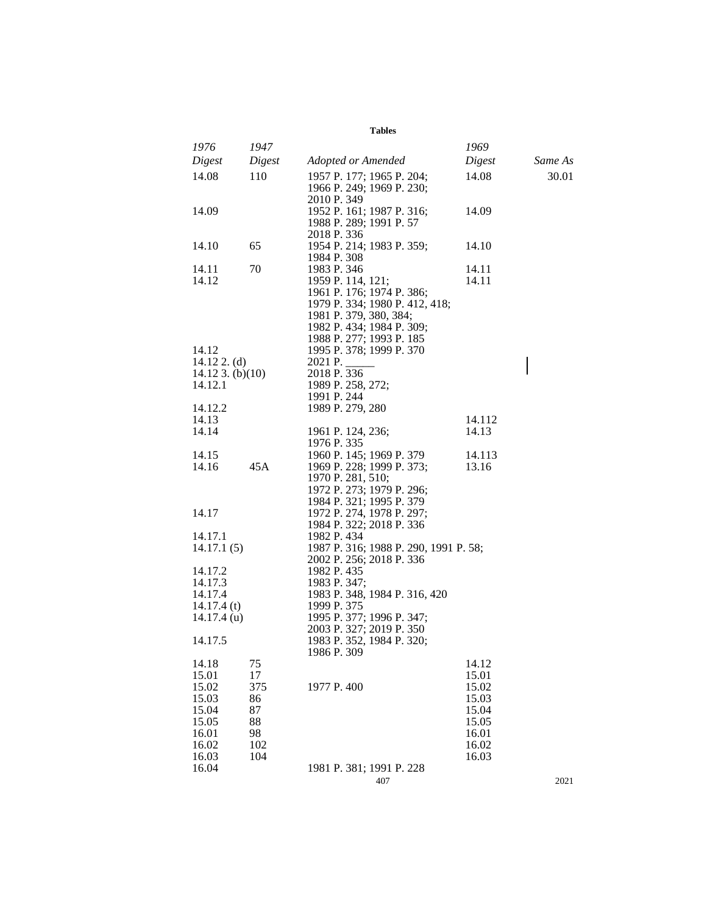**Tables**

| *1976 Digest* | *1947 Digest* | *Adopted or Amended* | *1969 Digest* | *Same As* |
|---|---|---|---|---|
| 14.08 | 110 | 1957 P. 177; 1965 P. 204; 1966 P. 249; 1969 P. 230; 2010 P. 349 | 14.08 | 30.01 |
| 14.09 | | 1952 P. 161; 1987 P. 316; 1988 P. 289; 1991 P. 57 2018 P. 336 | 14.09 | |
| 14.10 | 65 | 1954 P. 214; 1983 P. 359; 1984 P. 308 | 14.10 | |
| 14.11 | 70 | 1983 P. 346 | 14.11 | |
| 14.12 | | 1959 P. 114, 121; 1961 P. 176; 1974 P. 386; 1979 P. 334; 1980 P. 412, 418; 1981 P. 379, 380, 384; 1982 P. 434; 1984 P. 309; 1988 P. 277; 1993 P. 185 | 14.11 | |
| 14.12 | | 1995 P. 378; 1999 P. 370 | | |
| 14.12 2. (d) | | 2021 P. _____ | | |
| 14.12 3. (b)(10) | | 2018 P. 336 | | |
| 14.12.1 | | 1989 P. 258, 272; 1991 P. 244 | | |
| 14.12.2 | | 1989 P. 279, 280 | | |
| 14.13 | | | 14.112 | |
| 14.14 | | 1961 P. 124, 236; 1976 P. 335 | 14.13 | |
| 14.15 | | 1960 P. 145; 1969 P. 379 | 14.113 | |
| 14.16 | 45A | 1969 P. 228; 1999 P. 373; 1970 P. 281, 510; 1972 P. 273; 1979 P. 296; 1984 P. 321; 1995 P. 379 | 13.16 | |
| 14.17 | | 1972 P. 274, 1978 P. 297; 1984 P. 322; 2018 P. 336 | | |
| 14.17.1 | | 1982 P. 434 | | |
| 14.17.1 (5) | | 1987 P. 316; 1988 P. 290, 1991 P. 58; 2002 P. 256; 2018 P. 336 | | |
| 14.17.2 | | 1982 P. 435 | | |
| 14.17.3 | | 1983 P. 347; | | |
| 14.17.4 | | 1983 P. 348, 1984 P. 316, 420 | | |
| 14.17.4 (t) | | 1999 P. 375 | | |
| 14.17.4 (u) | | 1995 P. 377; 1996 P. 347; 2003 P. 327; 2019 P. 350 | | |
| 14.17.5 | | 1983 P. 352, 1984 P. 320; 1986 P. 309 | | |
| 14.18 | 75 | | 14.12 | |
| 15.01 | 17 | | 15.01 | |
| 15.02 | 375 | 1977 P. 400 | 15.02 | |
| 15.03 | 86 | | 15.03 | |
| 15.04 | 87 | | 15.04 | |
| 15.05 | 88 | | 15.05 | |
| 16.01 | 98 | | 16.01 | |
| 16.02 | 102 | | 16.02 | |
| 16.03 | 104 | | 16.03 | |
| 16.04 | | 1981 P. 381; 1991 P. 228 | | |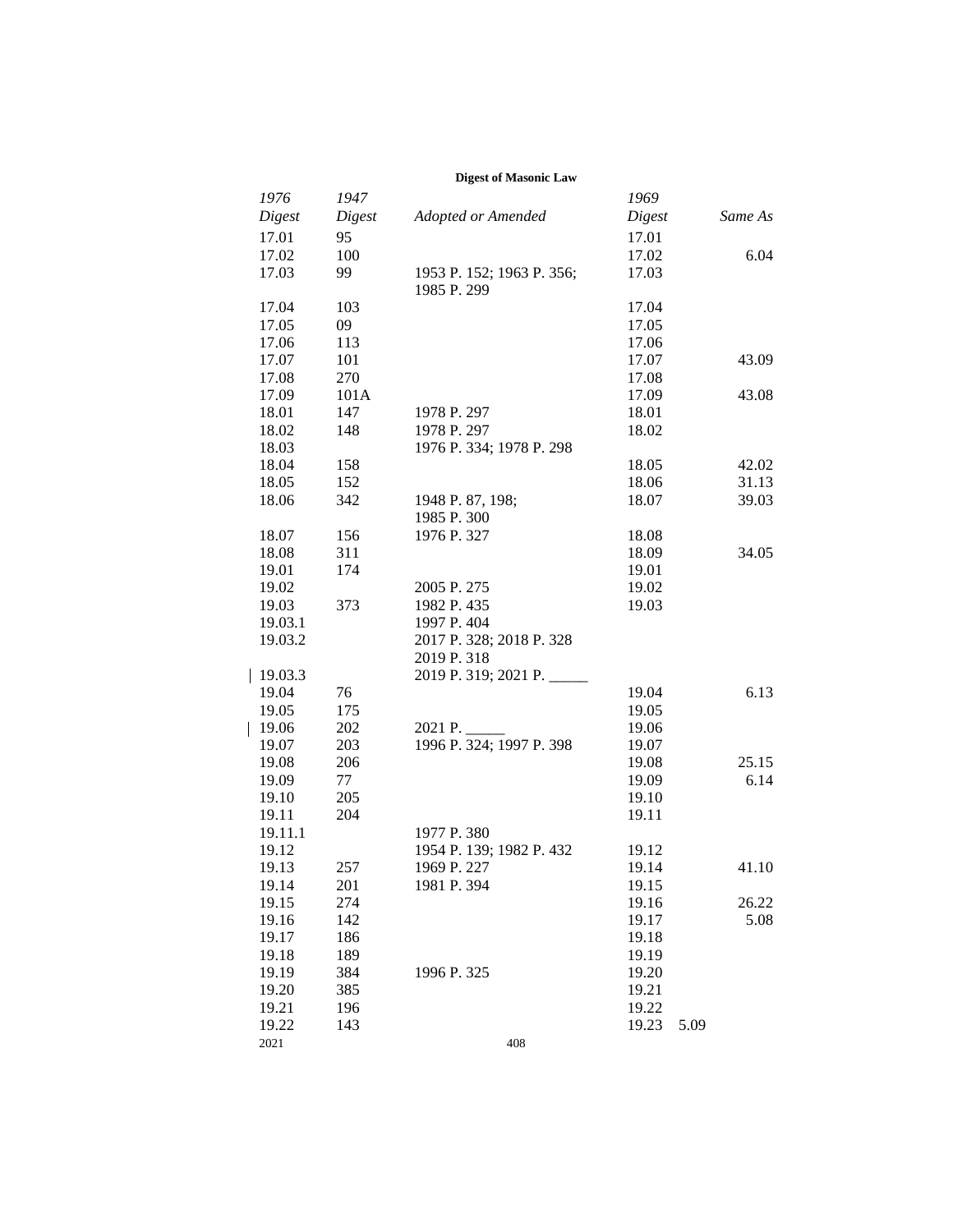| 1976 Digest | 1947 Digest | Adopted or Amended | 1969 Digest | Same As |
|---|---|---|---|---|
| 17.01 | 95 | | 17.01 | |
| 17.02 | 100 | | 17.02 | 6.04 |
| 17.03 | 99 | 1953 P. 152; 1963 P. 356; 1985 P. 299 | 17.03 | |
| 17.04 | 103 | | 17.04 | |
| 17.05 | 09 | | 17.05 | |
| 17.06 | 113 | | 17.06 | |
| 17.07 | 101 | | 17.07 | 43.09 |
| 17.08 | 270 | | 17.08 | |
| 17.09 | 101A | | 17.09 | 43.08 |
| 18.01 | 147 | 1978 P. 297 | 18.01 | |
| 18.02 | 148 | 1978 P. 297 | 18.02 | |
| 18.03 | | 1976 P. 334; 1978 P. 298 | | |
| 18.04 | 158 | | 18.05 | 42.02 |
| 18.05 | 152 | | 18.06 | 31.13 |
| 18.06 | 342 | 1948 P. 87, 198; 1985 P. 300 | 18.07 | 39.03 |
| 18.07 | 156 | 1976 P. 327 | 18.08 | |
| 18.08 | 311 | | 18.09 | 34.05 |
| 19.01 | 174 | | 19.01 | |
| 19.02 | | 2005 P. 275 | 19.02 | |
| 19.03 | 373 | 1982 P. 435 | 19.03 | |
| 19.03.1 | | 1997 P. 404 | | |
| 19.03.2 | | 2017 P. 328; 2018 P. 328 2019 P. 318 | | |
| 19.03.3 | | 2019 P. 319; 2021 P. _____ | | |
| 19.04 | 76 | | 19.04 | 6.13 |
| 19.05 | 175 | | 19.05 | |
| 19.06 | 202 | 2021 P. _____ | 19.06 | |
| 19.07 | 203 | 1996 P. 324; 1997 P. 398 | 19.07 | |
| 19.08 | 206 | | 19.08 | 25.15 |
| 19.09 | 77 | | 19.09 | 6.14 |
| 19.10 | 205 | | 19.10 | |
| 19.11 | 204 | | 19.11 | |
| 19.11.1 | | 1977 P. 380 | | |
| 19.12 | | 1954 P. 139; 1982 P. 432 | 19.12 | |
| 19.13 | 257 | 1969 P. 227 | 19.14 | 41.10 |
| 19.14 | 201 | 1981 P. 394 | 19.15 | |
| 19.15 | 274 | | 19.16 | 26.22 |
| 19.16 | 142 | | 19.17 | 5.08 |
| 19.17 | 186 | | 19.18 | |
| 19.18 | 189 | | 19.19 | |
| 19.19 | 384 | 1996 P. 325 | 19.20 | |
| 19.20 | 385 | | 19.21 | |
| 19.21 | 196 | | 19.22 | |
| 19.22 | 143 | | 19.23 | 5.09 |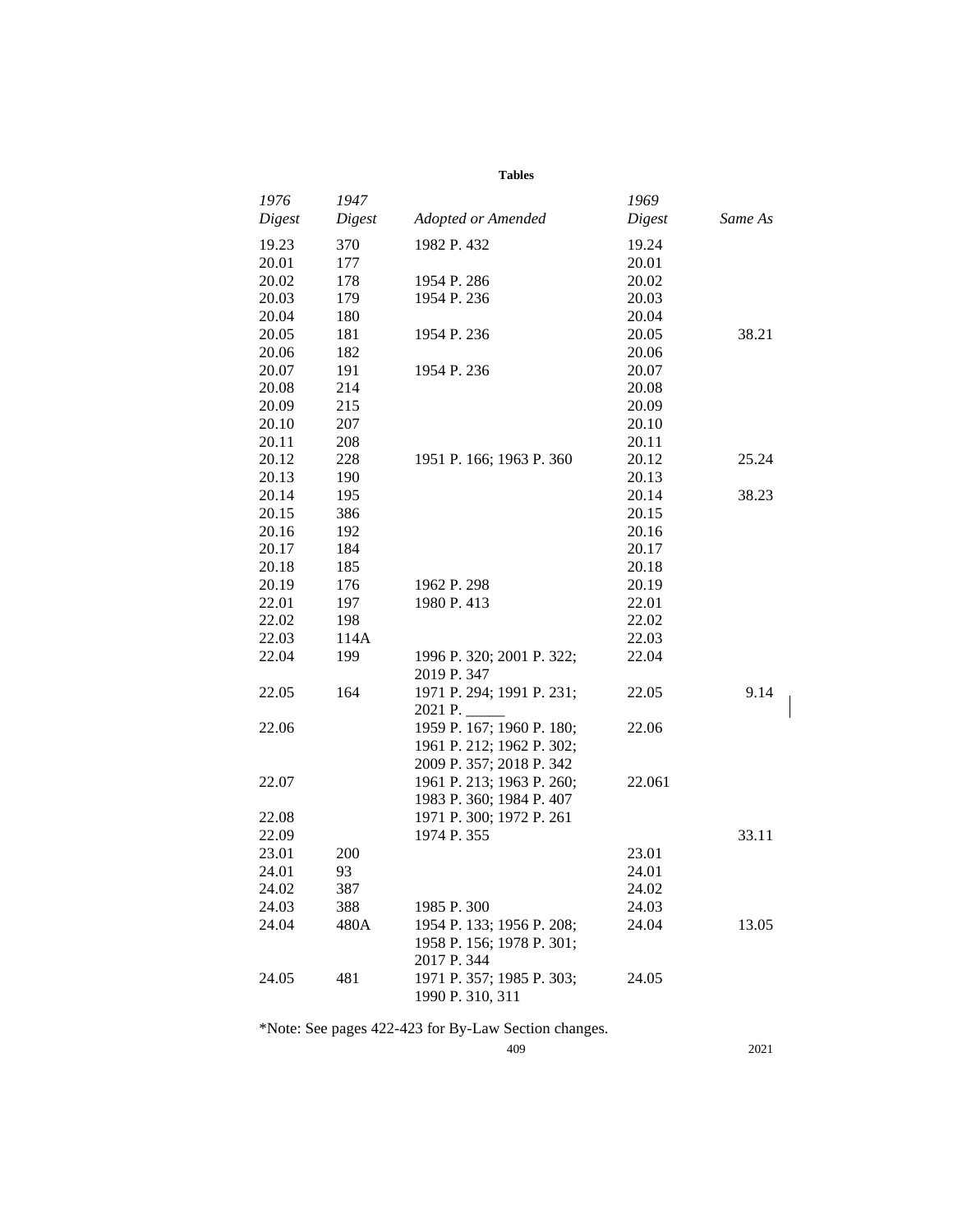**Tables**

| 1976 Digest | 1947 Digest | Adopted or Amended | 1969 Digest | Same As |
|---|---|---|---|---|
| 19.23 | 370 | 1982 P. 432 | 19.24 | |
| 20.01 | 177 | | 20.01 | |
| 20.02 | 178 | 1954 P. 286 | 20.02 | |
| 20.03 | 179 | 1954 P. 236 | 20.03 | |
| 20.04 | 180 | | 20.04 | |
| 20.05 | 181 | 1954 P. 236 | 20.05 | 38.21 |
| 20.06 | 182 | | 20.06 | |
| 20.07 | 191 | 1954 P. 236 | 20.07 | |
| 20.08 | 214 | | 20.08 | |
| 20.09 | 215 | | 20.09 | |
| 20.10 | 207 | | 20.10 | |
| 20.11 | 208 | | 20.11 | |
| 20.12 | 228 | 1951 P. 166; 1963 P. 360 | 20.12 | 25.24 |
| 20.13 | 190 | | 20.13 | |
| 20.14 | 195 | | 20.14 | 38.23 |
| 20.15 | 386 | | 20.15 | |
| 20.16 | 192 | | 20.16 | |
| 20.17 | 184 | | 20.17 | |
| 20.18 | 185 | | 20.18 | |
| 20.19 | 176 | 1962 P. 298 | 20.19 | |
| 22.01 | 197 | 1980 P. 413 | 22.01 | |
| 22.02 | 198 | | 22.02 | |
| 22.03 | 114A | | 22.03 | |
| 22.04 | 199 | 1996 P. 320; 2001 P. 322; 2019 P. 347 | 22.04 | |
| 22.05 | 164 | 1971 P. 294; 1991 P. 231; 2021 P. _____ | 22.05 | 9.14 |
| 22.06 | | 1959 P. 167; 1960 P. 180; 1961 P. 212; 1962 P. 302; 2009 P. 357; 2018 P. 342 | 22.06 | |
| 22.07 | | 1961 P. 213; 1963 P. 260; 1983 P. 360; 1984 P. 407 | 22.061 | |
| 22.08 | | 1971 P. 300; 1972 P. 261 | | |
| 22.09 | | 1974 P. 355 | | 33.11 |
| 23.01 | 200 | | 23.01 | |
| 24.01 | 93 | | 24.01 | |
| 24.02 | 387 | | 24.02 | |
| 24.03 | 388 | 1985 P. 300 | 24.03 | |
| 24.04 | 480A | 1954 P. 133; 1956 P. 208; 1958 P. 156; 1978 P. 301; 2017 P. 344 | 24.04 | 13.05 |
| 24.05 | 481 | 1971 P. 357; 1985 P. 303; 1990 P. 310, 311 | 24.05 | |

*Note: See pages 422-423 for By-Law Section changes.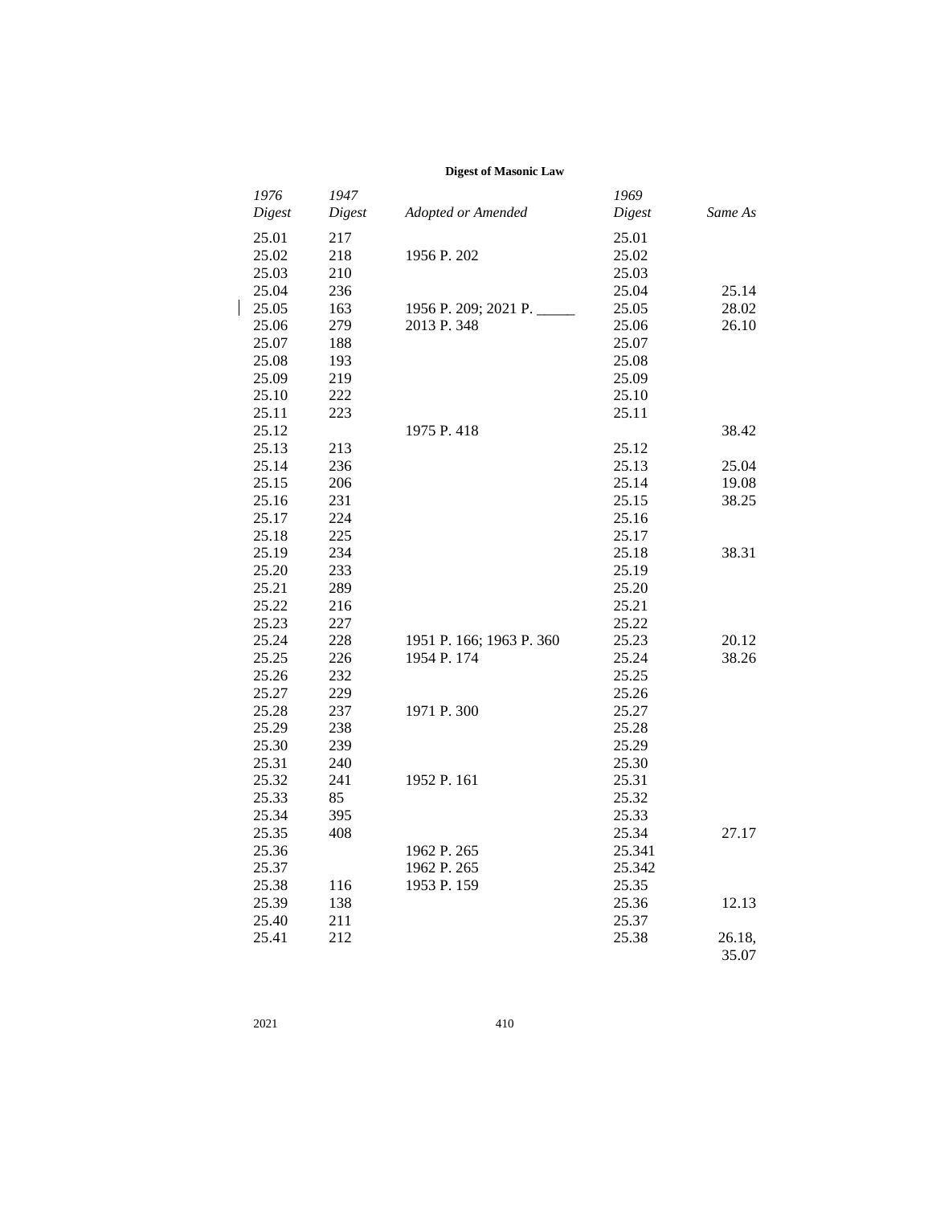**Digest of Masonic Law**

| *1976 Digest* | *1947 Digest* | *Adopted or Amended* | *1969 Digest* | *Same As* |
|---|---|---|---|---|
| 25.01 | 217 | | 25.01 | |
| 25.02 | 218 | 1956 P. 202 | 25.02 | |
| 25.03 | 210 | | 25.03 | |
| 25.04 | 236 | | 25.04 | 25.14 |
| 25.05 | 163 | 1956 P. 209; 2021 P. _____ | 25.05 | 28.02 |
| 25.06 | 279 | 2013 P. 348 | 25.06 | 26.10 |
| 25.07 | 188 | | 25.07 | |
| 25.08 | 193 | | 25.08 | |
| 25.09 | 219 | | 25.09 | |
| 25.10 | 222 | | 25.10 | |
| 25.11 | 223 | | 25.11 | |
| 25.12 | | 1975 P. 418 | | 38.42 |
| 25.13 | 213 | | 25.12 | |
| 25.14 | 236 | | 25.13 | 25.04 |
| 25.15 | 206 | | 25.14 | 19.08 |
| 25.16 | 231 | | 25.15 | 38.25 |
| 25.17 | 224 | | 25.16 | |
| 25.18 | 225 | | 25.17 | |
| 25.19 | 234 | | 25.18 | 38.31 |
| 25.20 | 233 | | 25.19 | |
| 25.21 | 289 | | 25.20 | |
| 25.22 | 216 | | 25.21 | |
| 25.23 | 227 | | 25.22 | |
| 25.24 | 228 | 1951 P. 166; 1963 P. 360 | 25.23 | 20.12 |
| 25.25 | 226 | 1954 P. 174 | 25.24 | 38.26 |
| 25.26 | 232 | | 25.25 | |
| 25.27 | 229 | | 25.26 | |
| 25.28 | 237 | 1971 P. 300 | 25.27 | |
| 25.29 | 238 | | 25.28 | |
| 25.30 | 239 | | 25.29 | |
| 25.31 | 240 | | 25.30 | |
| 25.32 | 241 | 1952 P. 161 | 25.31 | |
| 25.33 | 85 | | 25.32 | |
| 25.34 | 395 | | 25.33 | |
| 25.35 | 408 | | 25.34 | 27.17 |
| 25.36 | | 1962 P. 265 | 25.341 | |
| 25.37 | | 1962 P. 265 | 25.342 | |
| 25.38 | 116 | 1953 P. 159 | 25.35 | |
| 25.39 | 138 | | 25.36 | 12.13 |
| 25.40 | 211 | | 25.37 | |
| 25.41 | 212 | | 25.38 | 26.18, 35.07 |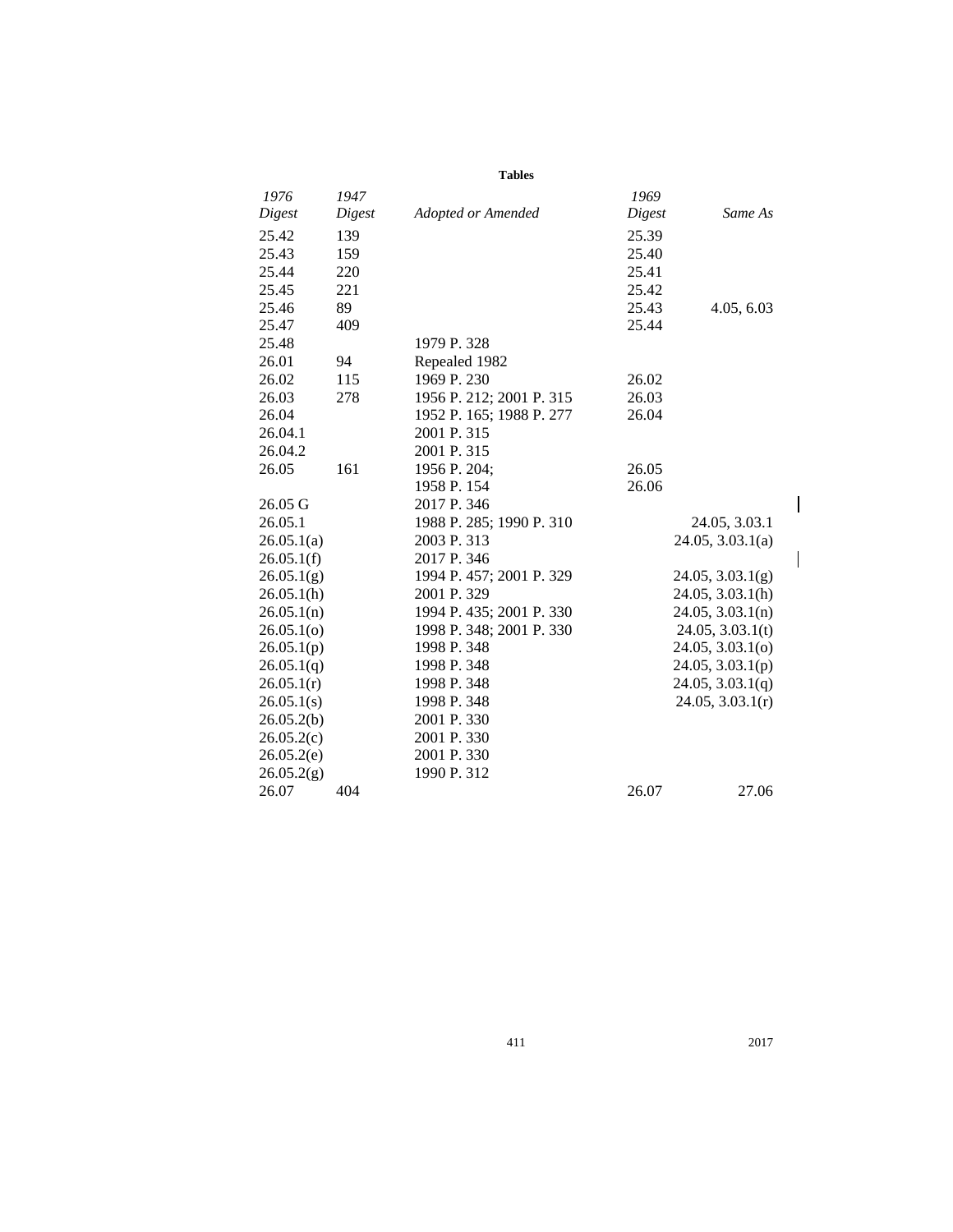**Tables**

| 1976 Digest | 1947 Digest | Adopted or Amended | 1969 Digest | Same As |
|---|---|---|---|---|
| 25.42 | 139 | | 25.39 | |
| 25.43 | 159 | | 25.40 | |
| 25.44 | 220 | | 25.41 | |
| 25.45 | 221 | | 25.42 | |
| 25.46 | 89 | | 25.43 | 4.05, 6.03 |
| 25.47 | 409 | | 25.44 | |
| 25.48 | | 1979 P. 328 | | |
| 26.01 | 94 | Repealed 1982 | | |
| 26.02 | 115 | 1969 P. 230 | 26.02 | |
| 26.03 | 278 | 1956 P. 212; 2001 P. 315 | 26.03 | |
| 26.04 | | 1952 P. 165; 1988 P. 277 | 26.04 | |
| 26.04.1 | | 2001 P. 315 | | |
| 26.04.2 | | 2001 P. 315 | | |
| 26.05 | 161 | 1956 P. 204; | 26.05 | |
| | | 1958 P. 154 | 26.06 | |
| 26.05 G | | 2017 P. 346 | | |
| 26.05.1 | | 1988 P. 285; 1990 P. 310 | | 24.05, 3.03.1 |
| 26.05.1(a) | | 2003 P. 313 | | 24.05, 3.03.1(a) |
| 26.05.1(f) | | 2017 P. 346 | | |
| 26.05.1(g) | | 1994 P. 457; 2001 P. 329 | | 24.05, 3.03.1(g) |
| 26.05.1(h) | | 2001 P. 329 | | 24.05, 3.03.1(h) |
| 26.05.1(n) | | 1994 P. 435; 2001 P. 330 | | 24.05, 3.03.1(n) |
| 26.05.1(o) | | 1998 P. 348; 2001 P. 330 | | 24.05, 3.03.1(t) |
| 26.05.1(p) | | 1998 P. 348 | | 24.05, 3.03.1(o) |
| 26.05.1(q) | | 1998 P. 348 | | 24.05, 3.03.1(p) |
| 26.05.1(r) | | 1998 P. 348 | | 24.05, 3.03.1(q) |
| 26.05.1(s) | | 1998 P. 348 | | 24.05, 3.03.1(r) |
| 26.05.2(b) | | 2001 P. 330 | | |
| 26.05.2(c) | | 2001 P. 330 | | |
| 26.05.2(e) | | 2001 P. 330 | | |
| 26.05.2(g) | | 1990 P. 312 | | |
| 26.07 | 404 | | 26.07 | 27.06 |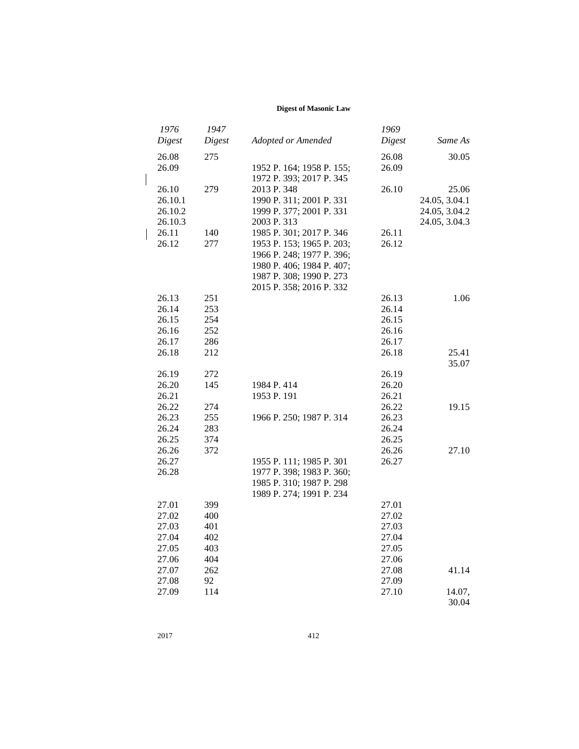| 1976 Digest | 1947 Digest | Adopted or Amended | 1969 Digest | Same As |
|---|---|---|---|---|
| 26.08 | 275 | | 26.08 | 30.05 |
| 26.09 | | 1952 P. 164; 1958 P. 155; 1972 P. 393; 2017 P. 345 | 26.09 | |
| 26.10 | 279 | 2013 P. 348 | 26.10 | 25.06 |
| 26.10.1 | | 1990 P. 311; 2001 P. 331 | | 24.05, 3.04.1 |
| 26.10.2 | | 1999 P. 377; 2001 P. 331 | | 24.05, 3.04.2 |
| 26.10.3 | | 2003 P. 313 | | 24.05, 3.04.3 |
| 26.11 | 140 | 1985 P. 301; 2017 P. 346 | 26.11 | |
| 26.12 | 277 | 1953 P. 153; 1965 P. 203; 1966 P. 248; 1977 P. 396; 1980 P. 406; 1984 P. 407; 1987 P. 308; 1990 P. 273 2015 P. 358; 2016 P. 332 | 26.12 | |
| 26.13 | 251 | | 26.13 | 1.06 |
| 26.14 | 253 | | 26.14 | |
| 26.15 | 254 | | 26.15 | |
| 26.16 | 252 | | 26.16 | |
| 26.17 | 286 | | 26.17 | |
| 26.18 | 212 | | 26.18 | 25.41 35.07 |
| 26.19 | 272 | | 26.19 | |
| 26.20 | 145 | 1984 P. 414 | 26.20 | |
| 26.21 | | 1953 P. 191 | 26.21 | |
| 26.22 | 274 | | 26.22 | 19.15 |
| 26.23 | 255 | 1966 P. 250; 1987 P. 314 | 26.23 | |
| 26.24 | 283 | | 26.24 | |
| 26.25 | 374 | | 26.25 | |
| 26.26 | 372 | | 26.26 | 27.10 |
| 26.27 | | 1955 P. 111; 1985 P. 301 | 26.27 | |
| 26.28 | | 1977 P. 398; 1983 P. 360; 1985 P. 310; 1987 P. 298 1989 P. 274; 1991 P. 234 | | |
| 27.01 | 399 | | 27.01 | |
| 27.02 | 400 | | 27.02 | |
| 27.03 | 401 | | 27.03 | |
| 27.04 | 402 | | 27.04 | |
| 27.05 | 403 | | 27.05 | |
| 27.06 | 404 | | 27.06 | |
| 27.07 | 262 | | 27.08 | 41.14 |
| 27.08 | 92 | | 27.09 | |
| 27.09 | 114 | | 27.10 | 14.07, 30.04 |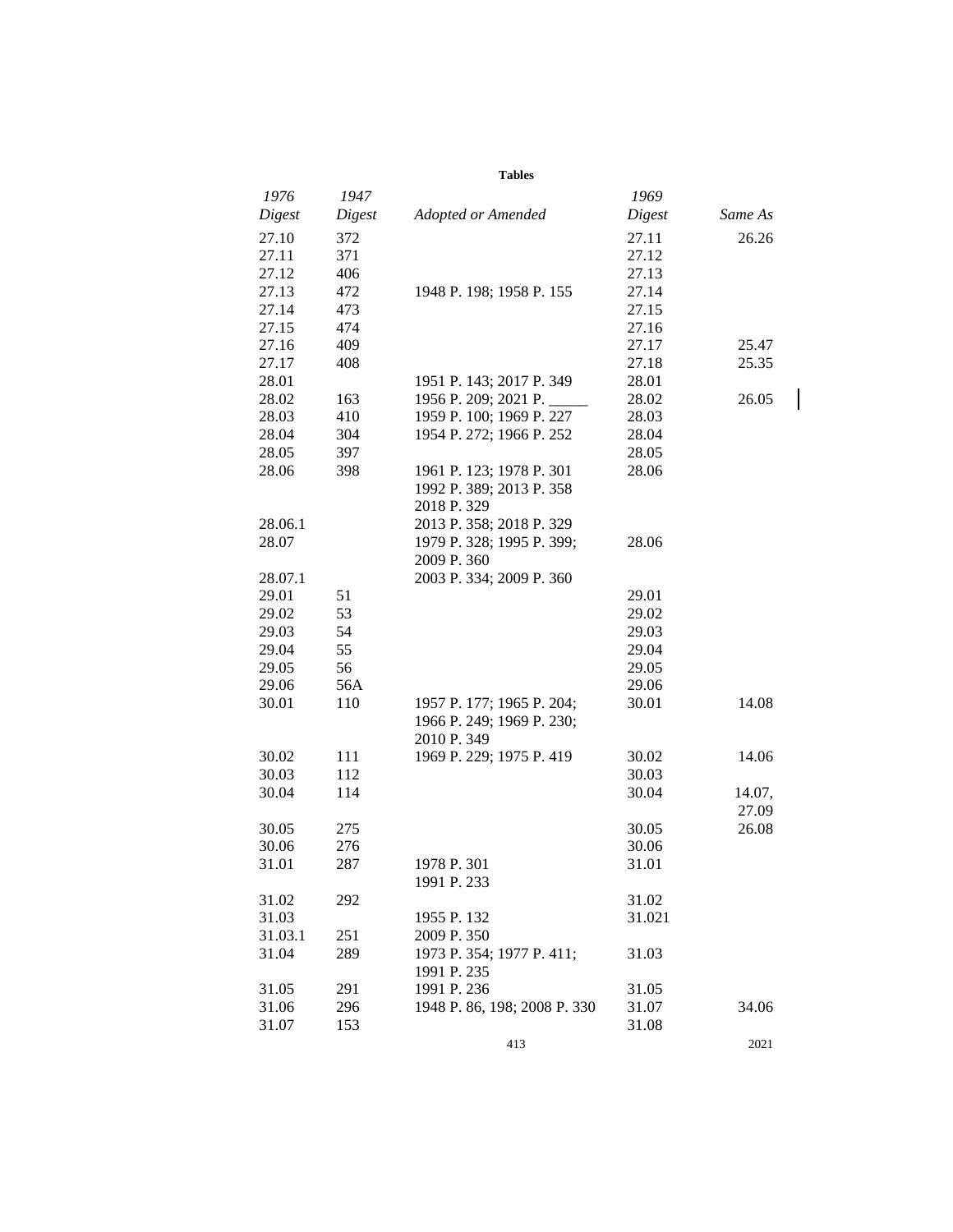## Tables

| 1976 Digest | 1947 Digest | Adopted or Amended | 1969 Digest | Same As |
|---|---|---|---|---|
| 27.10 | 372 | | 27.11 | 26.26 |
| 27.11 | 371 | | 27.12 | |
| 27.12 | 406 | | 27.13 | |
| 27.13 | 472 | 1948 P. 198; 1958 P. 155 | 27.14 | |
| 27.14 | 473 | | 27.15 | |
| 27.15 | 474 | | 27.16 | |
| 27.16 | 409 | | 27.17 | 25.47 |
| 27.17 | 408 | | 27.18 | 25.35 |
| 28.01 | | 1951 P. 143; 2017 P. 349 | 28.01 | |
| 28.02 | 163 | 1956 P. 209; 2021 P. _____ | 28.02 | 26.05 |
| 28.03 | 410 | 1959 P. 100; 1969 P. 227 | 28.03 | |
| 28.04 | 304 | 1954 P. 272; 1966 P. 252 | 28.04 | |
| 28.05 | 397 | | 28.05 | |
| 28.06 | 398 | 1961 P. 123; 1978 P. 301 1992 P. 389; 2013 P. 358 2018 P. 329 | 28.06 | |
| 28.06.1 | | 2013 P. 358; 2018 P. 329 | | |
| 28.07 | | 1979 P. 328; 1995 P. 399; 2009 P. 360 | 28.06 | |
| 28.07.1 | | 2003 P. 334; 2009 P. 360 | | |
| 29.01 | 51 | | 29.01 | |
| 29.02 | 53 | | 29.02 | |
| 29.03 | 54 | | 29.03 | |
| 29.04 | 55 | | 29.04 | |
| 29.05 | 56 | | 29.05 | |
| 29.06 | 56A | | 29.06 | |
| 30.01 | 110 | 1957 P. 177; 1965 P. 204; 1966 P. 249; 1969 P. 230; 2010 P. 349 | 30.01 | 14.08 |
| 30.02 | 111 | 1969 P. 229; 1975 P. 419 | 30.02 | 14.06 |
| 30.03 | 112 | | 30.03 | |
| 30.04 | 114 | | 30.04 | 14.07, 27.09 |
| 30.05 | 275 | | 30.05 | 26.08 |
| 30.06 | 276 | | 30.06 | |
| 31.01 | 287 | 1978 P. 301 1991 P. 233 | 31.01 | |
| 31.02 | 292 | | 31.02 | |
| 31.03 | | 1955 P. 132 | 31.021 | |
| 31.03.1 | 251 | 2009 P. 350 | | |
| 31.04 | 289 | 1973 P. 354; 1977 P. 411; 1991 P. 235 | 31.03 | |
| 31.05 | 291 | 1991 P. 236 | 31.05 | |
| 31.06 | 296 | 1948 P. 86, 198; 2008 P. 330 | 31.07 | 34.06 |
| 31.07 | 153 | | 31.08 | |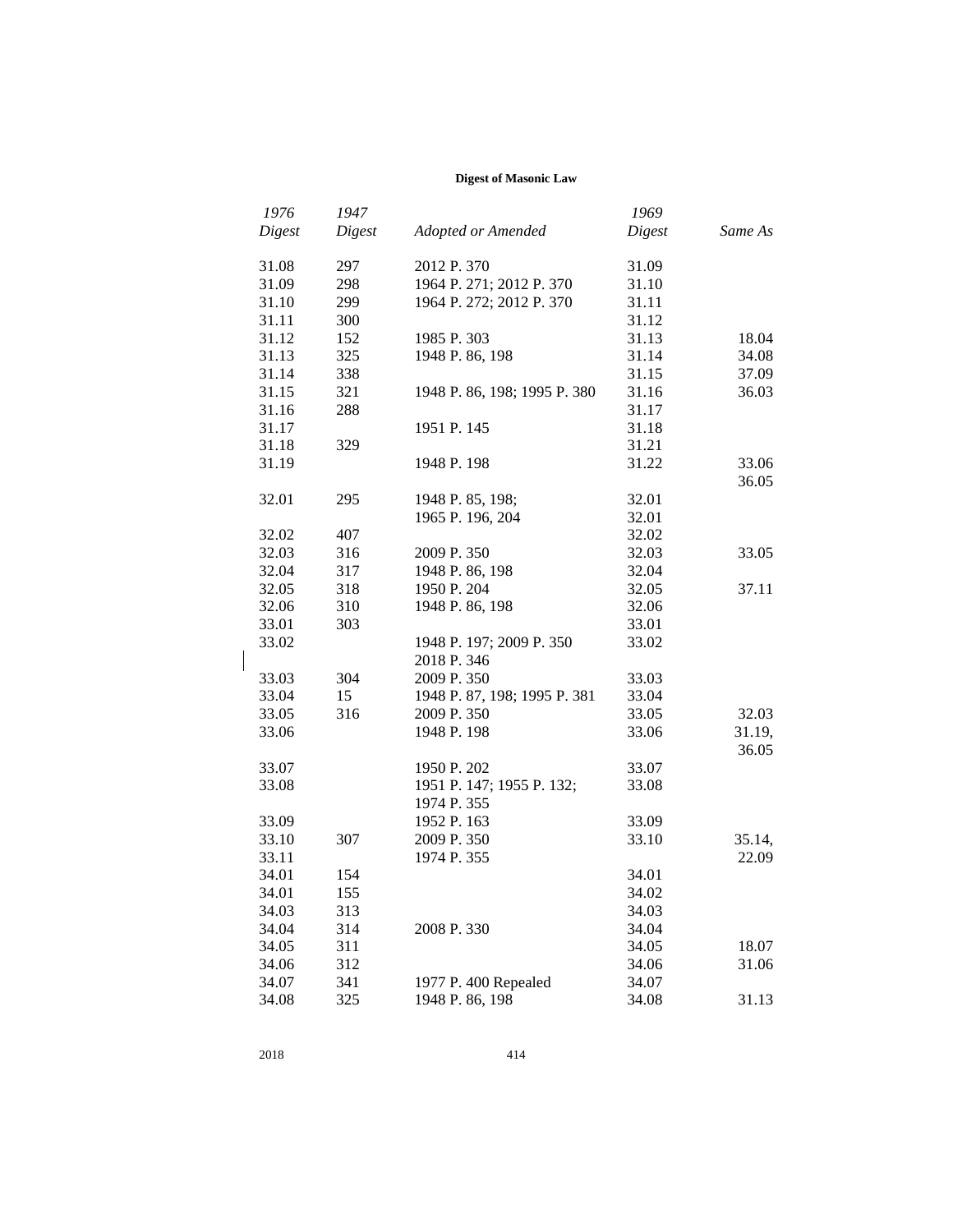| 1976 Digest | 1947 Digest | Adopted or Amended | 1969 Digest | Same As |
|---|---|---|---|---|
| 31.08 | 297 | 2012 P. 370 | 31.09 | |
| 31.09 | 298 | 1964 P. 271; 2012 P. 370 | 31.10 | |
| 31.10 | 299 | 1964 P. 272; 2012 P. 370 | 31.11 | |
| 31.11 | 300 | | 31.12 | |
| 31.12 | 152 | 1985 P. 303 | 31.13 | 18.04 |
| 31.13 | 325 | 1948 P. 86, 198 | 31.14 | 34.08 |
| 31.14 | 338 | | 31.15 | 37.09 |
| 31.15 | 321 | 1948 P. 86, 198; 1995 P. 380 | 31.16 | 36.03 |
| 31.16 | 288 | | 31.17 | |
| 31.17 | | 1951 P. 145 | 31.18 | |
| 31.18 | 329 | | 31.21 | |
| 31.19 | | 1948 P. 198 | 31.22 | 33.06 36.05 |
| 32.01 | 295 | 1948 P. 85, 198; | 32.01 | |
| | | 1965 P. 196, 204 | 32.01 | |
| 32.02 | 407 | | 32.02 | |
| 32.03 | 316 | 2009 P. 350 | 32.03 | 33.05 |
| 32.04 | 317 | 1948 P. 86, 198 | 32.04 | |
| 32.05 | 318 | 1950 P. 204 | 32.05 | 37.11 |
| 32.06 | 310 | 1948 P. 86, 198 | 32.06 | |
| 33.01 | 303 | | 33.01 | |
| 33.02 | | 1948 P. 197; 2009 P. 350 2018 P. 346 | 33.02 | |
| 33.03 | 304 | 2009 P. 350 | 33.03 | |
| 33.04 | 15 | 1948 P. 87, 198; 1995 P. 381 | 33.04 | |
| 33.05 | 316 | 2009 P. 350 | 33.05 | 32.03 |
| 33.06 | | 1948 P. 198 | 33.06 | 31.19, 36.05 |
| 33.07 | | 1950 P. 202 | 33.07 | |
| 33.08 | | 1951 P. 147; 1955 P. 132; 1974 P. 355 | 33.08 | |
| 33.09 | | 1952 P. 163 | 33.09 | |
| 33.10 | 307 | 2009 P. 350 | 33.10 | 35.14, |
| 33.11 | | 1974 P. 355 | | 22.09 |
| 34.01 | 154 | | 34.01 | |
| 34.01 | 155 | | 34.02 | |
| 34.03 | 313 | | 34.03 | |
| 34.04 | 314 | 2008 P. 330 | 34.04 | |
| 34.05 | 311 | | 34.05 | 18.07 |
| 34.06 | 312 | | 34.06 | 31.06 |
| 34.07 | 341 | 1977 P. 400 Repealed | 34.07 | |
| 34.08 | 325 | 1948 P. 86, 198 | 34.08 | 31.13 |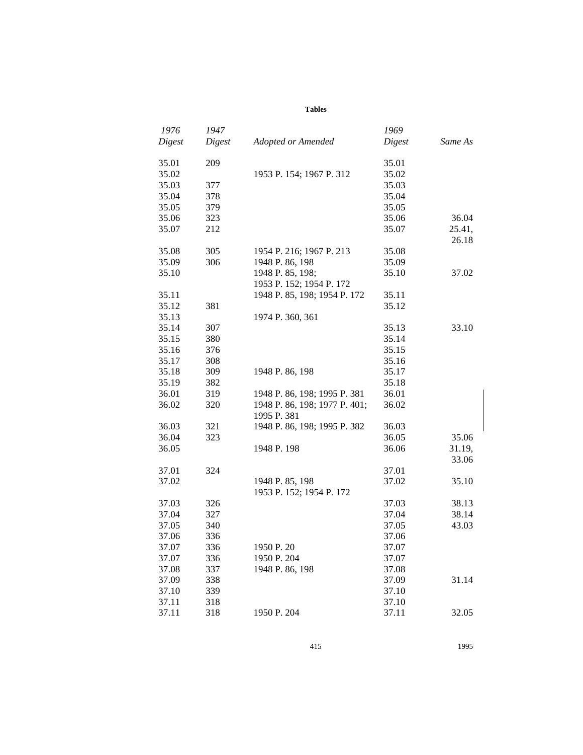**Tables**

| 1976 Digest | 1947 Digest | Adopted or Amended | 1969 Digest | Same As |
|---|---|---|---|---|
| 35.01 | 209 | | 35.01 | |
| 35.02 | | 1953 P. 154; 1967 P. 312 | 35.02 | |
| 35.03 | 377 | | 35.03 | |
| 35.04 | 378 | | 35.04 | |
| 35.05 | 379 | | 35.05 | |
| 35.06 | 323 | | 35.06 | 36.04 |
| 35.07 | 212 | | 35.07 | 25.41, 26.18 |
| 35.08 | 305 | 1954 P. 216; 1967 P. 213 | 35.08 | |
| 35.09 | 306 | 1948 P. 86, 198 | 35.09 | |
| 35.10 | | 1948 P. 85, 198; 1953 P. 152; 1954 P. 172 | 35.10 | 37.02 |
| 35.11 | | 1948 P. 85, 198; 1954 P. 172 | 35.11 | |
| 35.12 | 381 | | 35.12 | |
| 35.13 | | 1974 P. 360, 361 | | |
| 35.14 | 307 | | 35.13 | 33.10 |
| 35.15 | 380 | | 35.14 | |
| 35.16 | 376 | | 35.15 | |
| 35.17 | 308 | | 35.16 | |
| 35.18 | 309 | 1948 P. 86, 198 | 35.17 | |
| 35.19 | 382 | | 35.18 | |
| 36.01 | 319 | 1948 P. 86, 198; 1995 P. 381 | 36.01 | |
| 36.02 | 320 | 1948 P. 86, 198; 1977 P. 401; 1995 P. 381 | 36.02 | |
| 36.03 | 321 | 1948 P. 86, 198; 1995 P. 382 | 36.03 | |
| 36.04 | 323 | | 36.05 | 35.06 |
| 36.05 | | 1948 P. 198 | 36.06 | 31.19, 33.06 |
| 37.01 | 324 | | 37.01 | |
| 37.02 | | 1948 P. 85, 198 1953 P. 152; 1954 P. 172 | 37.02 | 35.10 |
| 37.03 | 326 | | 37.03 | 38.13 |
| 37.04 | 327 | | 37.04 | 38.14 |
| 37.05 | 340 | | 37.05 | 43.03 |
| 37.06 | 336 | | 37.06 | |
| 37.07 | 336 | 1950 P. 20 | 37.07 | |
| 37.07 | 336 | 1950 P. 204 | 37.07 | |
| 37.08 | 337 | 1948 P. 86, 198 | 37.08 | |
| 37.09 | 338 | | 37.09 | 31.14 |
| 37.10 | 339 | | 37.10 | |
| 37.11 | 318 | | 37.10 | |
| 37.11 | 318 | 1950 P. 204 | 37.11 | 32.05 |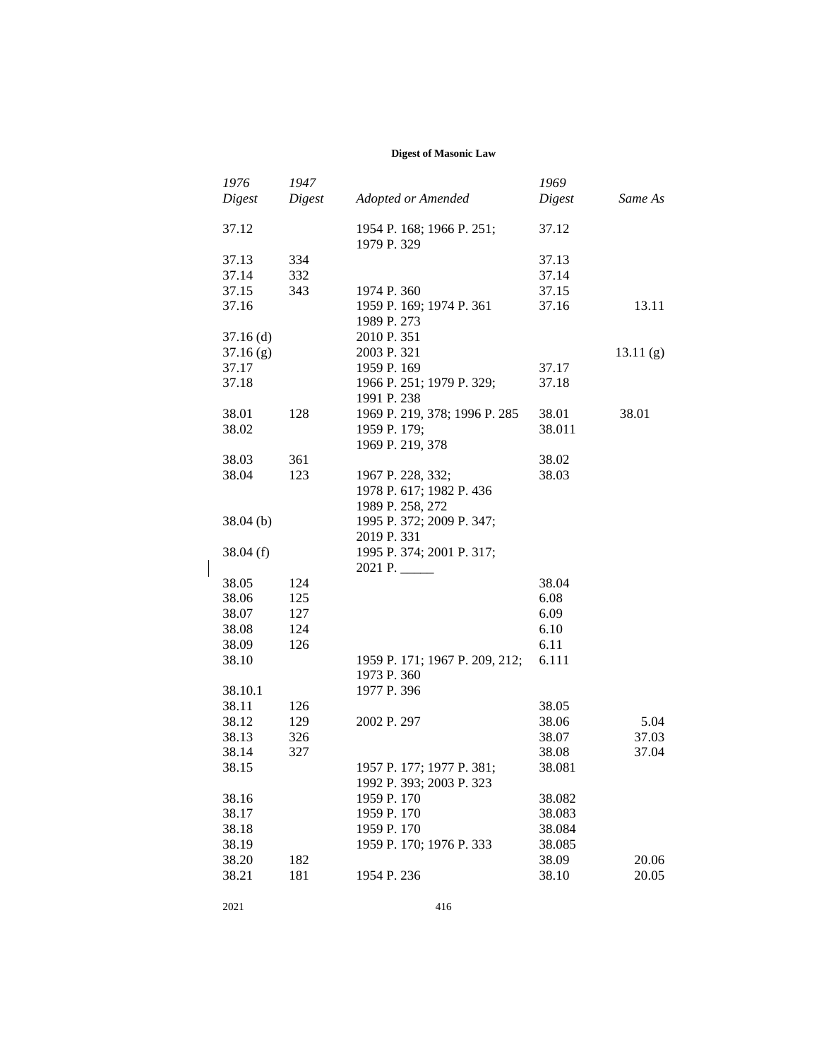| 1976 Digest | 1947 Digest | Adopted or Amended | 1969 Digest | Same As |
|---|---|---|---|---|
| 37.12 | | 1954 P. 168; 1966 P. 251; 1979 P. 329 | 37.12 | |
| 37.13 | 334 | | 37.13 | |
| 37.14 | 332 | | 37.14 | |
| 37.15 | 343 | 1974 P. 360 | 37.15 | |
| 37.16 | | 1959 P. 169; 1974 P. 361 1989 P. 273 | 37.16 | 13.11 |
| 37.16 (d) | | 2010 P. 351 | | |
| 37.16 (g) | | 2003 P. 321 | | 13.11 (g) |
| 37.17 | | 1959 P. 169 | 37.17 | |
| 37.18 | | 1966 P. 251; 1979 P. 329; 1991 P. 238 | 37.18 | |
| 38.01 | 128 | 1969 P. 219, 378; 1996 P. 285 | 38.01 | 38.01 |
| 38.02 | | 1959 P. 179; 1969 P. 219, 378 | 38.011 | |
| 38.03 | 361 | | 38.02 | |
| 38.04 | 123 | 1967 P. 228, 332; 1978 P. 617; 1982 P. 436 1989 P. 258, 272 | 38.03 | |
| 38.04 (b) | | 1995 P. 372; 2009 P. 347; 2019 P. 331 | | |
| 38.04 (f) | | 1995 P. 374; 2001 P. 317; 2021 P. _____ | | |
| 38.05 | 124 | | 38.04 | |
| 38.06 | 125 | | 6.08 | |
| 38.07 | 127 | | 6.09 | |
| 38.08 | 124 | | 6.10 | |
| 38.09 | 126 | | 6.11 | |
| 38.10 | | 1959 P. 171; 1967 P. 209, 212; 1973 P. 360 | 6.111 | |
| 38.10.1 | | 1977 P. 396 | | |
| 38.11 | 126 | | 38.05 | |
| 38.12 | 129 | 2002 P. 297 | 38.06 | 5.04 |
| 38.13 | 326 | | 38.07 | 37.03 |
| 38.14 | 327 | | 38.08 | 37.04 |
| 38.15 | | 1957 P. 177; 1977 P. 381; 1992 P. 393; 2003 P. 323 | 38.081 | |
| 38.16 | | 1959 P. 170 | 38.082 | |
| 38.17 | | 1959 P. 170 | 38.083 | |
| 38.18 | | 1959 P. 170 | 38.084 | |
| 38.19 | | 1959 P. 170; 1976 P. 333 | 38.085 | |
| 38.20 | 182 | | 38.09 | 20.06 |
| 38.21 | 181 | 1954 P. 236 | 38.10 | 20.05 |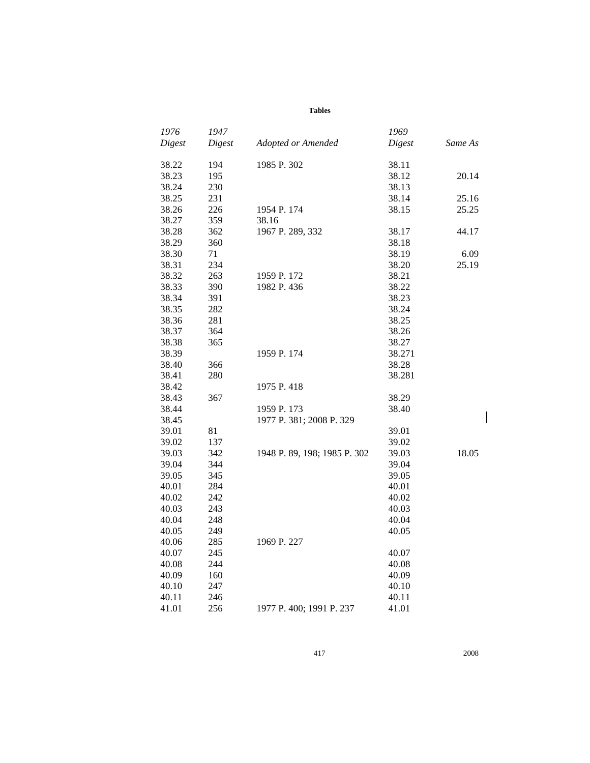**Tables**

| *1976 Digest* | *1947 Digest* | *Adopted or Amended* | *1969 Digest* | *Same As* |
|---|---|---|---|---|
| 38.22 | 194 | 1985 P. 302 | 38.11 | |
| 38.23 | 195 | | 38.12 | 20.14 |
| 38.24 | 230 | | 38.13 | |
| 38.25 | 231 | | 38.14 | 25.16 |
| 38.26 | 226 | 1954 P. 174 | 38.15 | 25.25 |
| 38.27 | 359 | 38.16 | | |
| 38.28 | 362 | 1967 P. 289, 332 | 38.17 | 44.17 |
| 38.29 | 360 | | 38.18 | |
| 38.30 | 71 | | 38.19 | 6.09 |
| 38.31 | 234 | | 38.20 | 25.19 |
| 38.32 | 263 | 1959 P. 172 | 38.21 | |
| 38.33 | 390 | 1982 P. 436 | 38.22 | |
| 38.34 | 391 | | 38.23 | |
| 38.35 | 282 | | 38.24 | |
| 38.36 | 281 | | 38.25 | |
| 38.37 | 364 | | 38.26 | |
| 38.38 | 365 | | 38.27 | |
| 38.39 | | 1959 P. 174 | 38.271 | |
| 38.40 | 366 | | 38.28 | |
| 38.41 | 280 | | 38.281 | |
| 38.42 | | 1975 P. 418 | | |
| 38.43 | 367 | | 38.29 | |
| 38.44 | | 1959 P. 173 | 38.40 | |
| 38.45 | | 1977 P. 381; 2008 P. 329 | | |
| 39.01 | 81 | | 39.01 | |
| 39.02 | 137 | | 39.02 | |
| 39.03 | 342 | 1948 P. 89, 198; 1985 P. 302 | 39.03 | 18.05 |
| 39.04 | 344 | | 39.04 | |
| 39.05 | 345 | | 39.05 | |
| 40.01 | 284 | | 40.01 | |
| 40.02 | 242 | | 40.02 | |
| 40.03 | 243 | | 40.03 | |
| 40.04 | 248 | | 40.04 | |
| 40.05 | 249 | | 40.05 | |
| 40.06 | 285 | 1969 P. 227 | | |
| 40.07 | 245 | | 40.07 | |
| 40.08 | 244 | | 40.08 | |
| 40.09 | 160 | | 40.09 | |
| 40.10 | 247 | | 40.10 | |
| 40.11 | 246 | | 40.11 | |
| 41.01 | 256 | 1977 P. 400; 1991 P. 237 | 41.01 | |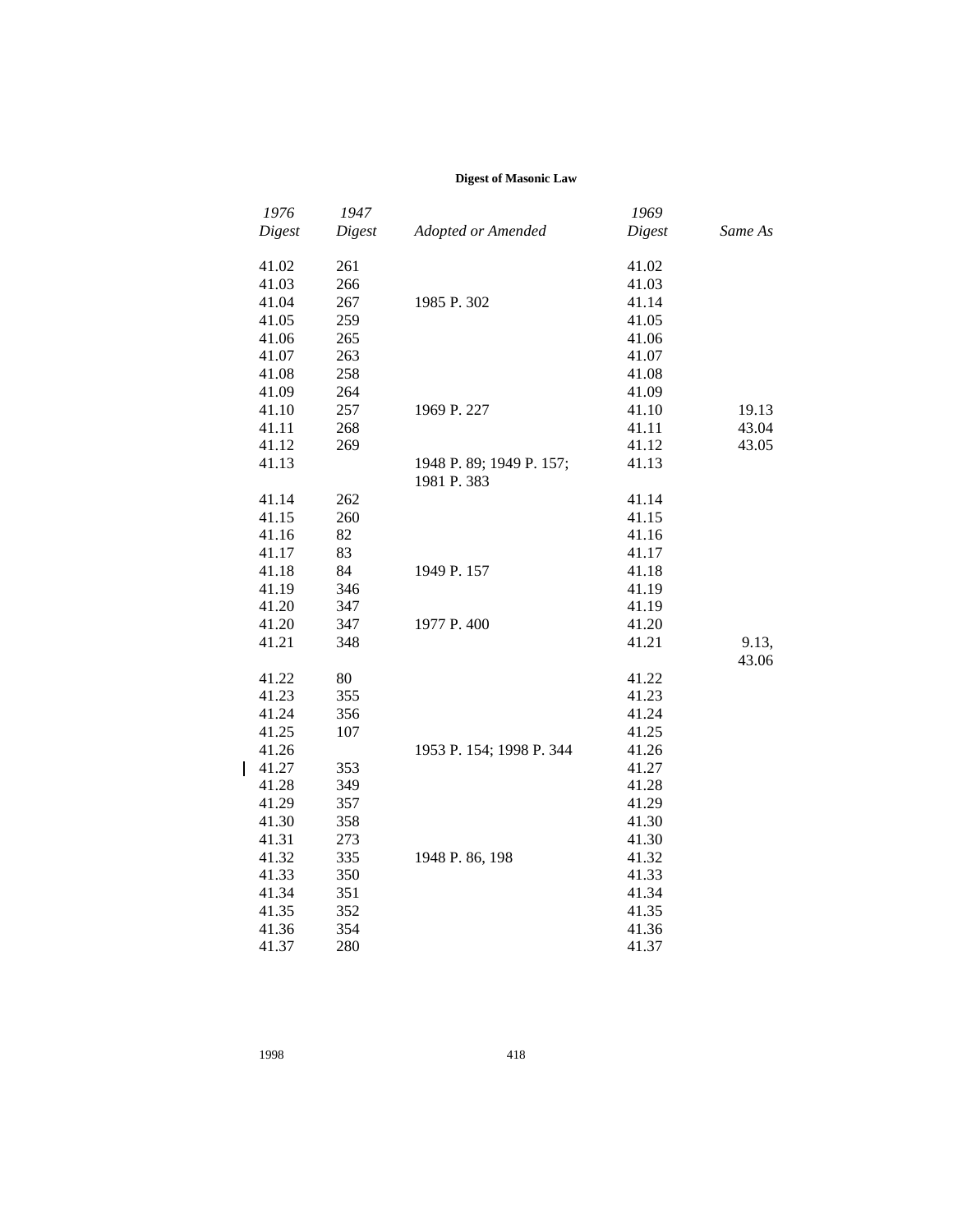| 1976 Digest | 1947 Digest | Adopted or Amended | 1969 Digest | Same As |
|---|---|---|---|---|
| 41.02 | 261 | | 41.02 | |
| 41.03 | 266 | | 41.03 | |
| 41.04 | 267 | 1985 P. 302 | 41.14 | |
| 41.05 | 259 | | 41.05 | |
| 41.06 | 265 | | 41.06 | |
| 41.07 | 263 | | 41.07 | |
| 41.08 | 258 | | 41.08 | |
| 41.09 | 264 | | 41.09 | |
| 41.10 | 257 | 1969 P. 227 | 41.10 | 19.13 |
| 41.11 | 268 | | 41.11 | 43.04 |
| 41.12 | 269 | | 41.12 | 43.05 |
| 41.13 | | 1948 P. 89; 1949 P. 157; 1981 P. 383 | 41.13 | |
| 41.14 | 262 | | 41.14 | |
| 41.15 | 260 | | 41.15 | |
| 41.16 | 82 | | 41.16 | |
| 41.17 | 83 | | 41.17 | |
| 41.18 | 84 | 1949 P. 157 | 41.18 | |
| 41.19 | 346 | | 41.19 | |
| 41.20 | 347 | | 41.19 | |
| 41.20 | 347 | 1977 P. 400 | 41.20 | |
| 41.21 | 348 | | 41.21 | 9.13, 43.06 |
| 41.22 | 80 | | 41.22 | |
| 41.23 | 355 | | 41.23 | |
| 41.24 | 356 | | 41.24 | |
| 41.25 | 107 | | 41.25 | |
| 41.26 | | 1953 P. 154; 1998 P. 344 | 41.26 | |
| 41.27 | 353 | | 41.27 | |
| 41.28 | 349 | | 41.28 | |
| 41.29 | 357 | | 41.29 | |
| 41.30 | 358 | | 41.30 | |
| 41.31 | 273 | | 41.30 | |
| 41.32 | 335 | 1948 P. 86, 198 | 41.32 | |
| 41.33 | 350 | | 41.33 | |
| 41.34 | 351 | | 41.34 | |
| 41.35 | 352 | | 41.35 | |
| 41.36 | 354 | | 41.36 | |
| 41.37 | 280 | | 41.37 | |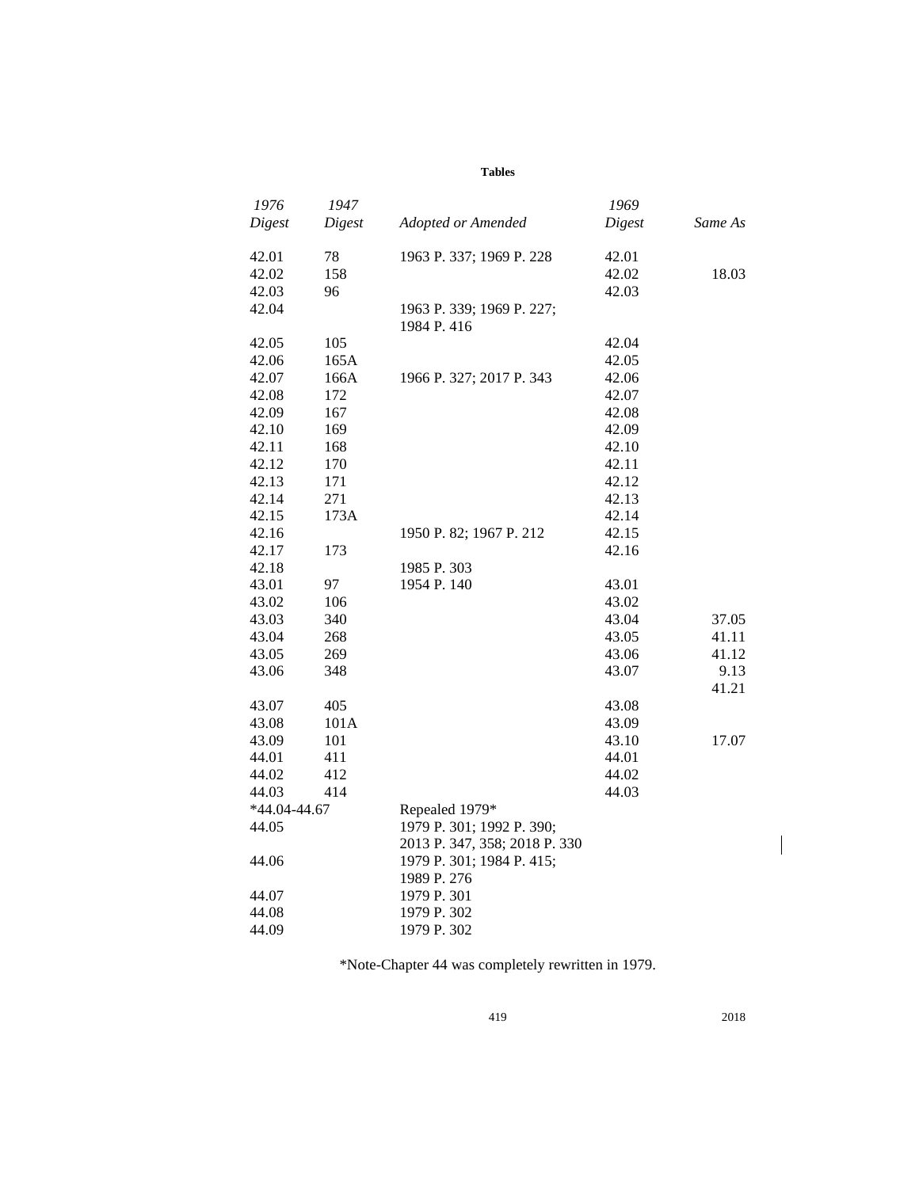**Tables**

| *1976 Digest* | *1947 Digest* | *Adopted or Amended* | *1969 Digest* | *Same As* |
|---|---|---|---|---|
| 42.01 | 78 | 1963 P. 337; 1969 P. 228 | 42.01 | |
| 42.02 | 158 | | 42.02 | 18.03 |
| 42.03 | 96 | | 42.03 | |
| 42.04 | | 1963 P. 339; 1969 P. 227; 1984 P. 416 | | |
| 42.05 | 105 | | 42.04 | |
| 42.06 | 165A | | 42.05 | |
| 42.07 | 166A | 1966 P. 327; 2017 P. 343 | 42.06 | |
| 42.08 | 172 | | 42.07 | |
| 42.09 | 167 | | 42.08 | |
| 42.10 | 169 | | 42.09 | |
| 42.11 | 168 | | 42.10 | |
| 42.12 | 170 | | 42.11 | |
| 42.13 | 171 | | 42.12 | |
| 42.14 | 271 | | 42.13 | |
| 42.15 | 173A | | 42.14 | |
| 42.16 | | 1950 P. 82; 1967 P. 212 | 42.15 | |
| 42.17 | 173 | | 42.16 | |
| 42.18 | | 1985 P. 303 | | |
| 43.01 | 97 | 1954 P. 140 | 43.01 | |
| 43.02 | 106 | | 43.02 | |
| 43.03 | 340 | | 43.04 | 37.05 |
| 43.04 | 268 | | 43.05 | 41.11 |
| 43.05 | 269 | | 43.06 | 41.12 |
| 43.06 | 348 | | 43.07 | 9.13 41.21 |
| 43.07 | 405 | | 43.08 | |
| 43.08 | 101A | | 43.09 | |
| 43.09 | 101 | | 43.10 | 17.07 |
| 44.01 | 411 | | 44.01 | |
| 44.02 | 412 | | 44.02 | |
| 44.03 | 414 | | 44.03 | |
| *44.04-44.67 | | Repealed 1979* | | |
| 44.05 | | 1979 P. 301; 1992 P. 390; 2013 P. 347, 358; 2018 P. 330 | | |
| 44.06 | | 1979 P. 301; 1984 P. 415; 1989 P. 276 | | |
| 44.07 | | 1979 P. 301 | | |
| 44.08 | | 1979 P. 302 | | |
| 44.09 | | 1979 P. 302 | | |

*Note-Chapter 44 was completely rewritten in 1979.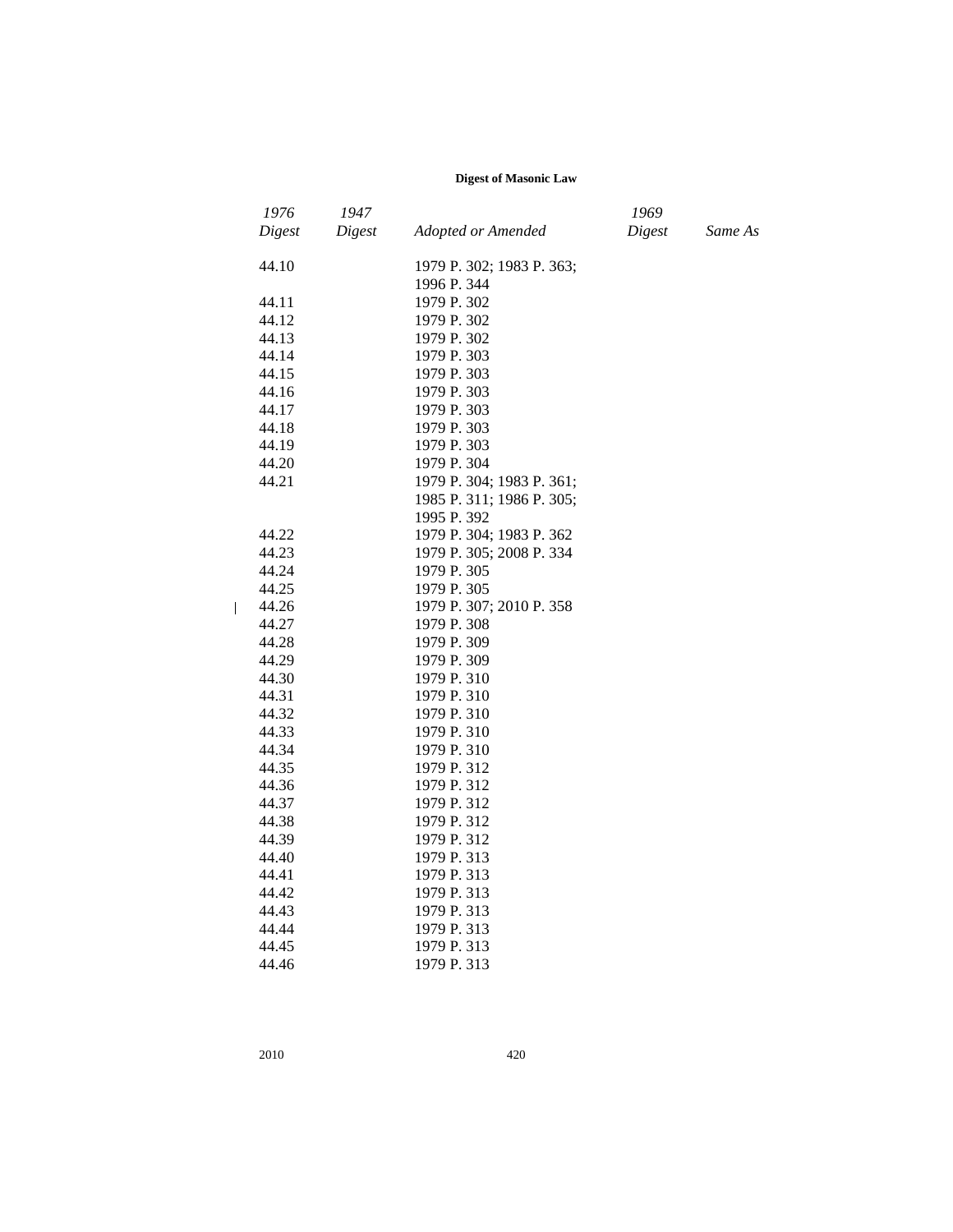| 1976 Digest | 1947 Digest | Adopted or Amended | 1969 Digest | Same As |
|---|---|---|---|---|
| 44.10 | | 1979 P. 302; 1983 P. 363; 1996 P. 344 | | |
| 44.11 | | 1979 P. 302 | | |
| 44.12 | | 1979 P. 302 | | |
| 44.13 | | 1979 P. 302 | | |
| 44.14 | | 1979 P. 303 | | |
| 44.15 | | 1979 P. 303 | | |
| 44.16 | | 1979 P. 303 | | |
| 44.17 | | 1979 P. 303 | | |
| 44.18 | | 1979 P. 303 | | |
| 44.19 | | 1979 P. 303 | | |
| 44.20 | | 1979 P. 304 | | |
| 44.21 | | 1979 P. 304; 1983 P. 361; 1985 P. 311; 1986 P. 305; 1995 P. 392 | | |
| 44.22 | | 1979 P. 304; 1983 P. 362 | | |
| 44.23 | | 1979 P. 305; 2008 P. 334 | | |
| 44.24 | | 1979 P. 305 | | |
| 44.25 | | 1979 P. 305 | | |
| 44.26 | | 1979 P. 307; 2010 P. 358 | | |
| 44.27 | | 1979 P. 308 | | |
| 44.28 | | 1979 P. 309 | | |
| 44.29 | | 1979 P. 309 | | |
| 44.30 | | 1979 P. 310 | | |
| 44.31 | | 1979 P. 310 | | |
| 44.32 | | 1979 P. 310 | | |
| 44.33 | | 1979 P. 310 | | |
| 44.34 | | 1979 P. 310 | | |
| 44.35 | | 1979 P. 312 | | |
| 44.36 | | 1979 P. 312 | | |
| 44.37 | | 1979 P. 312 | | |
| 44.38 | | 1979 P. 312 | | |
| 44.39 | | 1979 P. 312 | | |
| 44.40 | | 1979 P. 313 | | |
| 44.41 | | 1979 P. 313 | | |
| 44.42 | | 1979 P. 313 | | |
| 44.43 | | 1979 P. 313 | | |
| 44.44 | | 1979 P. 313 | | |
| 44.45 | | 1979 P. 313 | | |
| 44.46 | | 1979 P. 313 | | |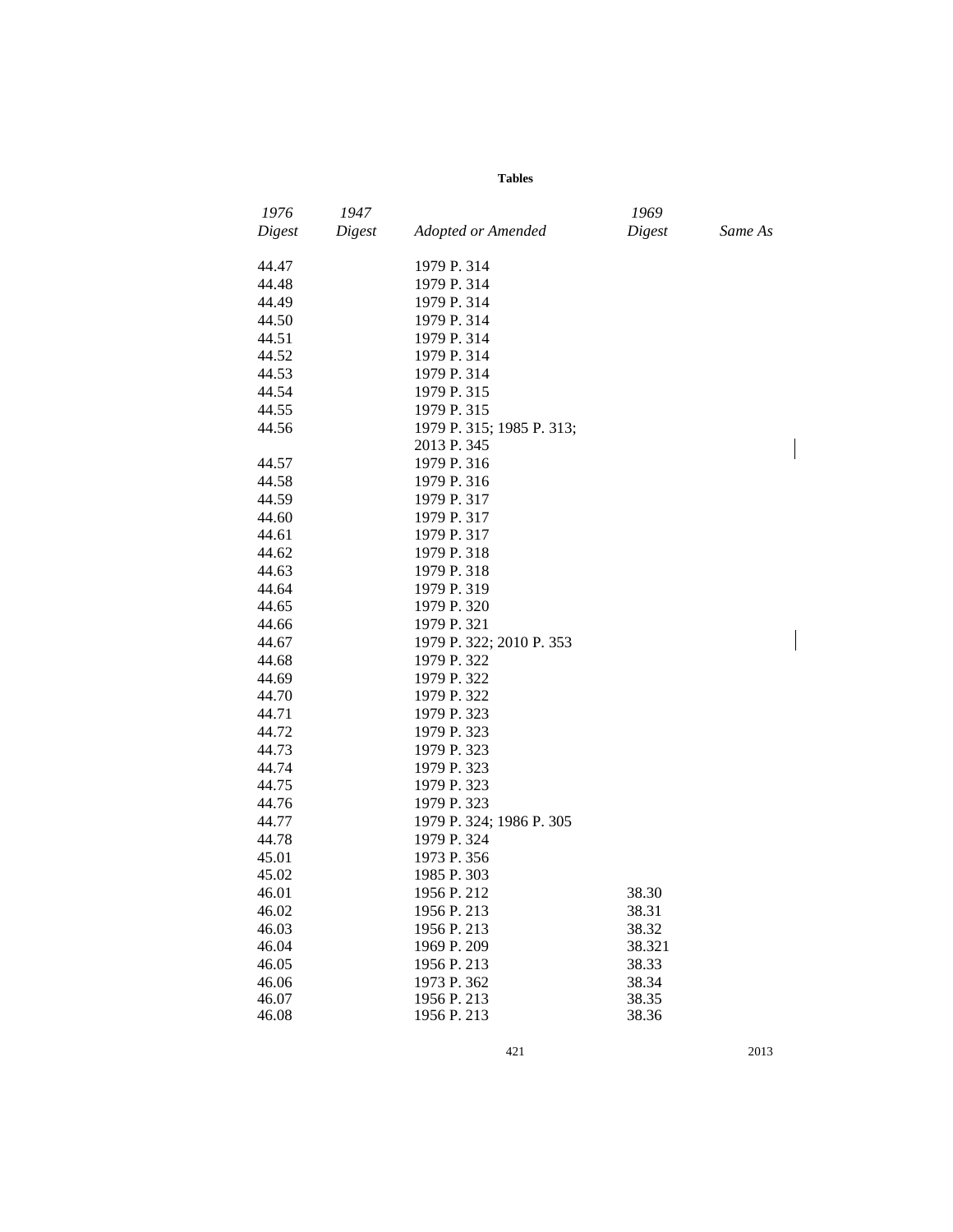**Tables**

| *1976 Digest* | *1947 Digest* | *Adopted or Amended* | *1969 Digest* | *Same As* |
|---|---|---|---|---|
| 44.47 | | 1979 P. 314 | | |
| 44.48 | | 1979 P. 314 | | |
| 44.49 | | 1979 P. 314 | | |
| 44.50 | | 1979 P. 314 | | |
| 44.51 | | 1979 P. 314 | | |
| 44.52 | | 1979 P. 314 | | |
| 44.53 | | 1979 P. 314 | | |
| 44.54 | | 1979 P. 315 | | |
| 44.55 | | 1979 P. 315 | | |
| 44.56 | | 1979 P. 315; 1985 P. 313; 2013 P. 345 | | |
| 44.57 | | 1979 P. 316 | | |
| 44.58 | | 1979 P. 316 | | |
| 44.59 | | 1979 P. 317 | | |
| 44.60 | | 1979 P. 317 | | |
| 44.61 | | 1979 P. 317 | | |
| 44.62 | | 1979 P. 318 | | |
| 44.63 | | 1979 P. 318 | | |
| 44.64 | | 1979 P. 319 | | |
| 44.65 | | 1979 P. 320 | | |
| 44.66 | | 1979 P. 321 | | |
| 44.67 | | 1979 P. 322; 2010 P. 353 | | |
| 44.68 | | 1979 P. 322 | | |
| 44.69 | | 1979 P. 322 | | |
| 44.70 | | 1979 P. 322 | | |
| 44.71 | | 1979 P. 323 | | |
| 44.72 | | 1979 P. 323 | | |
| 44.73 | | 1979 P. 323 | | |
| 44.74 | | 1979 P. 323 | | |
| 44.75 | | 1979 P. 323 | | |
| 44.76 | | 1979 P. 323 | | |
| 44.77 | | 1979 P. 324; 1986 P. 305 | | |
| 44.78 | | 1979 P. 324 | | |
| 45.01 | | 1973 P. 356 | | |
| 45.02 | | 1985 P. 303 | | |
| 46.01 | | 1956 P. 212 | 38.30 | |
| 46.02 | | 1956 P. 213 | 38.31 | |
| 46.03 | | 1956 P. 213 | 38.32 | |
| 46.04 | | 1969 P. 209 | 38.321 | |
| 46.05 | | 1956 P. 213 | 38.33 | |
| 46.06 | | 1973 P. 362 | 38.34 | |
| 46.07 | | 1956 P. 213 | 38.35 | |
| 46.08 | | 1956 P. 213 | 38.36 | |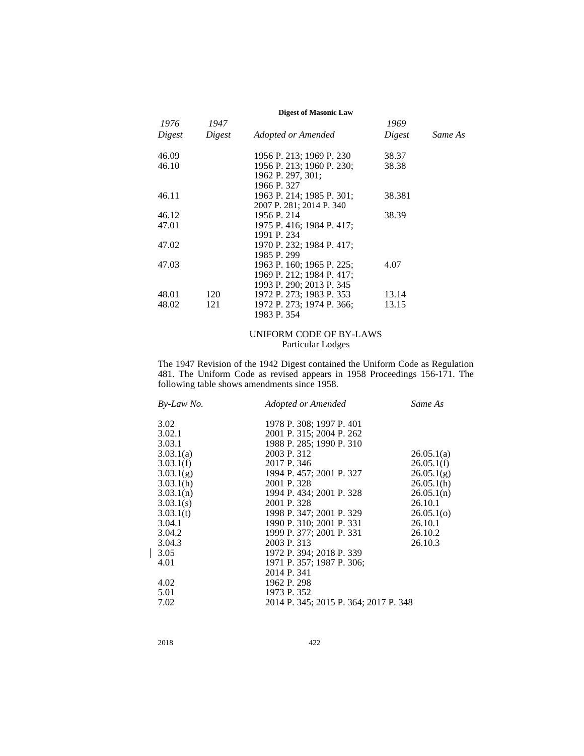| 1976 Digest | 1947 Digest | Adopted or Amended | 1969 Digest | Same As |
|---|---|---|---|---|
| 46.09 | | 1956 P. 213; 1969 P. 230 | 38.37 | |
| 46.10 | | 1956 P. 213; 1960 P. 230; 1962 P. 297, 301; 1966 P. 327 | 38.38 | |
| 46.11 | | 1963 P. 214; 1985 P. 301; 2007 P. 281; 2014 P. 340 | 38.381 | |
| 46.12 | | 1956 P. 214 | 38.39 | |
| 47.01 | | 1975 P. 416; 1984 P. 417; 1991 P. 234 | | |
| 47.02 | | 1970 P. 232; 1984 P. 417; 1985 P. 299 | | |
| 47.03 | | 1963 P. 160; 1965 P. 225; 1969 P. 212; 1984 P. 417; 1993 P. 290; 2013 P. 345 | 4.07 | |
| 48.01 | 120 | 1972 P. 273; 1983 P. 353 | 13.14 | |
| 48.02 | 121 | 1972 P. 273; 1974 P. 366; 1983 P. 354 | 13.15 | |

## UNIFORM CODE OF BY-LAWS
### Particular Lodges

The 1947 Revision of the 1942 Digest contained the Uniform Code as Regulation 481. The Uniform Code as revised appears in 1958 Proceedings 156-171. The following table shows amendments since 1958.

| By-Law No. | Adopted or Amended | Same As |
|---|---|---|
| 3.02 | 1978 P. 308; 1997 P. 401 | |
| 3.02.1 | 2001 P. 315; 2004 P. 262 | |
| 3.03.1 | 1988 P. 285; 1990 P. 310 | |
| 3.03.1(a) | 2003 P. 312 | 26.05.1(a) |
| 3.03.1(f) | 2017 P. 346 | 26.05.1(f) |
| 3.03.1(g) | 1994 P. 457; 2001 P. 327 | 26.05.1(g) |
| 3.03.1(h) | 2001 P. 328 | 26.05.1(h) |
| 3.03.1(n) | 1994 P. 434; 2001 P. 328 | 26.05.1(n) |
| 3.03.1(s) | 2001 P. 328 | 26.10.1 |
| 3.03.1(t) | 1998 P. 347; 2001 P. 329 | 26.05.1(o) |
| 3.04.1 | 1990 P. 310; 2001 P. 331 | 26.10.1 |
| 3.04.2 | 1999 P. 377; 2001 P. 331 | 26.10.2 |
| 3.04.3 | 2003 P. 313 | 26.10.3 |
| 3.05 | 1972 P. 394; 2018 P. 339 | |
| 4.01 | 1971 P. 357; 1987 P. 306; 2014 P. 341 | |
| 4.02 | 1962 P. 298 | |
| 5.01 | 1973 P. 352 | |
| 7.02 | 2014 P. 345; 2015 P. 364; 2017 P. 348 | |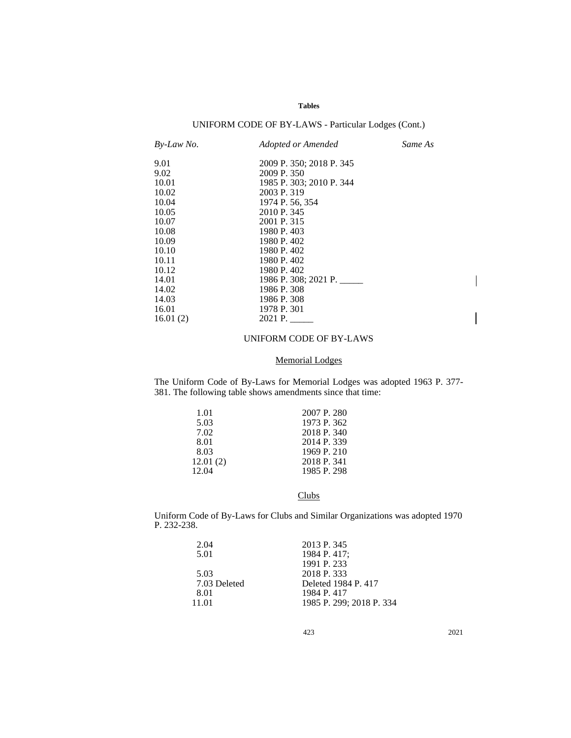**Tables**

UNIFORM CODE OF BY-LAWS - Particular Lodges (Cont.)

| *By-Law No.* | *Adopted or Amended* | *Same As* |
|---|---|---|
| 9.01 | 2009 P. 350; 2018 P. 345 | |
| 9.02 | 2009 P. 350 | |
| 10.01 | 1985 P. 303; 2010 P. 344 | |
| 10.02 | 2003 P. 319 | |
| 10.04 | 1974 P. 56, 354 | |
| 10.05 | 2010 P. 345 | |
| 10.07 | 2001 P. 315 | |
| 10.08 | 1980 P. 403 | |
| 10.09 | 1980 P. 402 | |
| 10.10 | 1980 P. 402 | |
| 10.11 | 1980 P. 402 | |
| 10.12 | 1980 P. 402 | |
| 14.01 | 1986 P. 308; 2021 P. _____ | |
| 14.02 | 1986 P. 308 | |
| 14.03 | 1986 P. 308 | |
| 16.01 | 1978 P. 301 | |
| 16.01 (2) | 2021 P. _____ | |

UNIFORM CODE OF BY-LAWS

Memorial Lodges

The Uniform Code of By-Laws for Memorial Lodges was adopted 1963 P. 377-381. The following table shows amendments since that time:

| | |
|---|---|
| 1.01 | 2007 P. 280 |
| 5.03 | 1973 P. 362 |
| 7.02 | 2018 P. 340 |
| 8.01 | 2014 P. 339 |
| 8.03 | 1969 P. 210 |
| 12.01 (2) | 2018 P. 341 |
| 12.04 | 1985 P. 298 |

Clubs

Uniform Code of By-Laws for Clubs and Similar Organizations was adopted 1970 P. 232-238.

| | |
|---|---|
| 2.04 | 2013 P. 345 |
| 5.01 | 1984 P. 417; 1991 P. 233 |
| 5.03 | 2018 P. 333 |
| 7.03 Deleted | Deleted 1984 P. 417 |
| 8.01 | 1984 P. 417 |
| 11.01 | 1985 P. 299; 2018 P. 334 |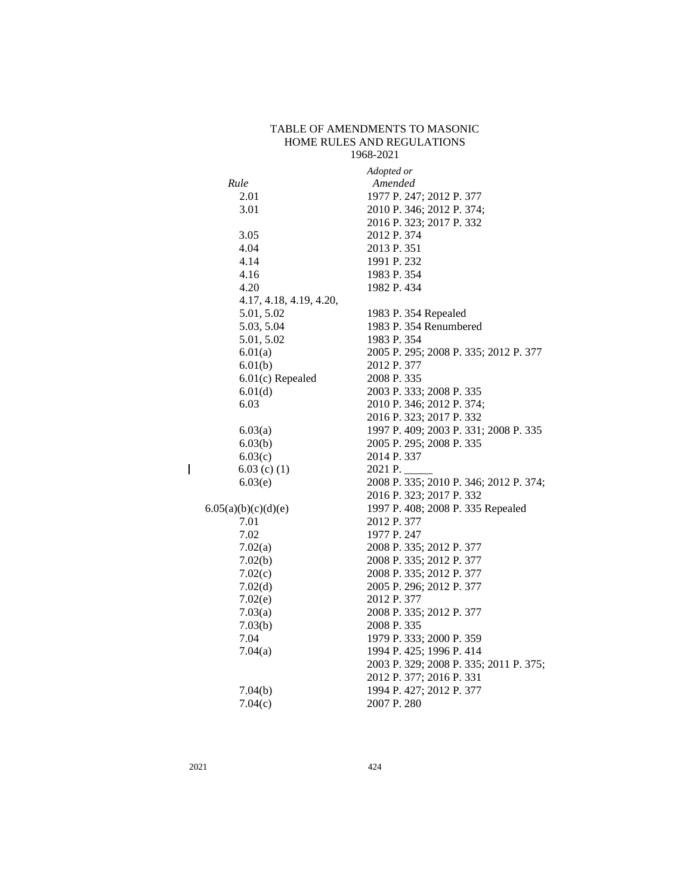# TABLE OF AMENDMENTS TO MASONIC HOME RULES AND REGULATIONS
## 1968-2021

| *Rule* | *Adopted or Amended* |
|---|---|
| 2.01 | 1977 P. 247; 2012 P. 377 |
| 3.01 | 2010 P. 346; 2012 P. 374; 2016 P. 323; 2017 P. 332 |
| 3.05 | 2012 P. 374 |
| 4.04 | 2013 P. 351 |
| 4.14 | 1991 P. 232 |
| 4.16 | 1983 P. 354 |
| 4.20 | 1982 P. 434 |
| 4.17, 4.18, 4.19, 4.20, 5.01, 5.02 | 1983 P. 354 Repealed |
| 5.03, 5.04 | 1983 P. 354 Renumbered |
| 5.01, 5.02 | 1983 P. 354 |
| 6.01(a) | 2005 P. 295; 2008 P. 335; 2012 P. 377 |
| 6.01(b) | 2012 P. 377 |
| 6.01(c) Repealed | 2008 P. 335 |
| 6.01(d) | 2003 P. 333; 2008 P. 335 |
| 6.03 | 2010 P. 346; 2012 P. 374; 2016 P. 323; 2017 P. 332 |
| 6.03(a) | 1997 P. 409; 2003 P. 331; 2008 P. 335 |
| 6.03(b) | 2005 P. 295; 2008 P. 335 |
| 6.03(c) | 2014 P. 337 |
| 6.03 (c) (1) | 2021 P. _____ |
| 6.03(e) | 2008 P. 335; 2010 P. 346; 2012 P. 374; 2016 P. 323; 2017 P. 332 |
| 6.05(a)(b)(c)(d)(e) | 1997 P. 408; 2008 P. 335 Repealed |
| 7.01 | 2012 P. 377 |
| 7.02 | 1977 P. 247 |
| 7.02(a) | 2008 P. 335; 2012 P. 377 |
| 7.02(b) | 2008 P. 335; 2012 P. 377 |
| 7.02(c) | 2008 P. 335; 2012 P. 377 |
| 7.02(d) | 2005 P. 296; 2012 P. 377 |
| 7.02(e) | 2012 P. 377 |
| 7.03(a) | 2008 P. 335; 2012 P. 377 |
| 7.03(b) | 2008 P. 335 |
| 7.04 | 1979 P. 333; 2000 P. 359 |
| 7.04(a) | 1994 P. 425; 1996 P. 414 2003 P. 329; 2008 P. 335; 2011 P. 375; 2012 P. 377; 2016 P. 331 |
| 7.04(b) | 1994 P. 427; 2012 P. 377 |
| 7.04(c) | 2007 P. 280 |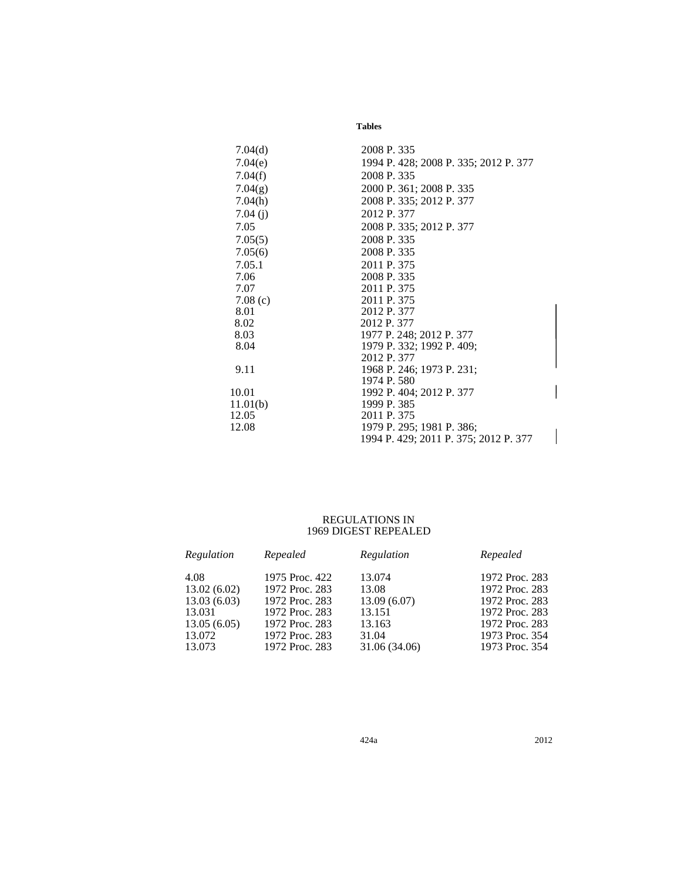| | |
|---|---|
| 7.04(d) | 2008 P. 335 |
| 7.04(e) | 1994 P. 428; 2008 P. 335; 2012 P. 377 |
| 7.04(f) | 2008 P. 335 |
| 7.04(g) | 2000 P. 361; 2008 P. 335 |
| 7.04(h) | 2008 P. 335; 2012 P. 377 |
| 7.04 (j) | 2012 P. 377 |
| 7.05 | 2008 P. 335; 2012 P. 377 |
| 7.05(5) | 2008 P. 335 |
| 7.05(6) | 2008 P. 335 |
| 7.05.1 | 2011 P. 375 |
| 7.06 | 2008 P. 335 |
| 7.07 | 2011 P. 375 |
| 7.08 (c) | 2011 P. 375 |
| 8.01 | 2012 P. 377 |
| 8.02 | 2012 P. 377 |
| 8.03 | 1977 P. 248; 2012 P. 377 |
| 8.04 | 1979 P. 332; 1992 P. 409; 2012 P. 377 |
| 9.11 | 1968 P. 246; 1973 P. 231; 1974 P. 580 |
| 10.01 | 1992 P. 404; 2012 P. 377 |
| 11.01(b) | 1999 P. 385 |
| 12.05 | 2011 P. 375 |
| 12.08 | 1979 P. 295; 1981 P. 386; 1994 P. 429; 2011 P. 375; 2012 P. 377 |

## REGULATIONS IN 1969 DIGEST REPEALED

| *Regulation* | *Repealed* | *Regulation* | *Repealed* |
|---|---|---|---|
| 4.08 | 1975 Proc. 422 | 13.074 | 1972 Proc. 283 |
| 13.02 (6.02) | 1972 Proc. 283 | 13.08 | 1972 Proc. 283 |
| 13.03 (6.03) | 1972 Proc. 283 | 13.09 (6.07) | 1972 Proc. 283 |
| 13.031 | 1972 Proc. 283 | 13.151 | 1972 Proc. 283 |
| 13.05 (6.05) | 1972 Proc. 283 | 13.163 | 1972 Proc. 283 |
| 13.072 | 1972 Proc. 283 | 31.04 | 1973 Proc. 354 |
| 13.073 | 1972 Proc. 283 | 31.06 (34.06) | 1973 Proc. 354 |